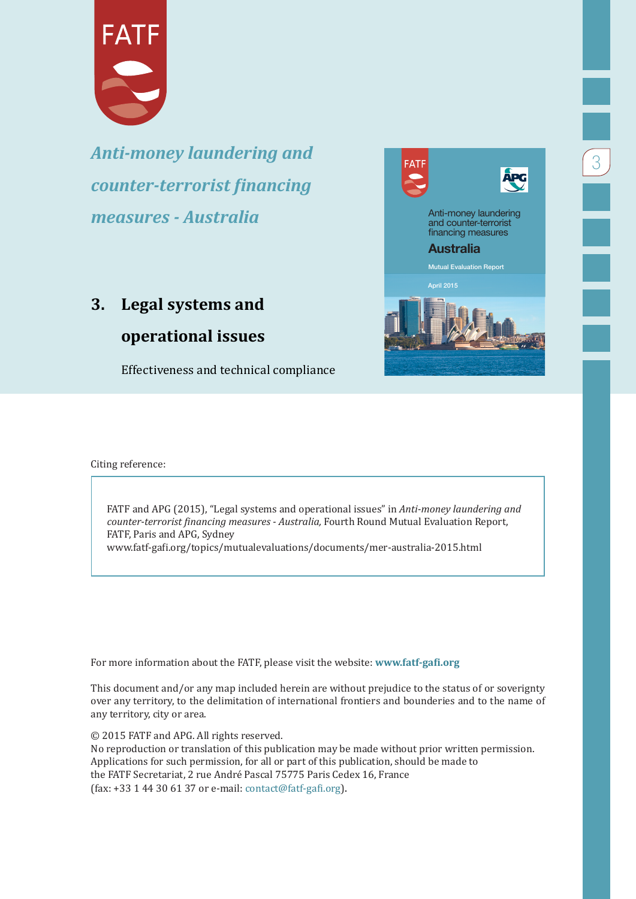# *Anti-money laundering and counter-terrorist financing measures - Australia*

## 3. Legal systems and operational issues

Effectiveness and technical compliance

Citing reference:

FATF and APG (2015), "Legal systems and operational issues" in *Anti-money laundering and counter-terrorist financing measures - Australia,* Fourth Round Mutual Evaluation Report, FATF, Paris and APG, Sydney
www.fatf-gafi.org/topics/mutualevaluations/documents/mer-australia-2015.html

For more information about the FATF, please visit the website: **www.fatf-gafi.org**

This document and/or any map included herein are without prejudice to the status of or sovereignty over any territory, to the delimitation of international frontiers and bounderies and to the name of any territory, city or area.

© 2015 FATF and APG. All rights reserved.
No reproduction or translation of this publication may be made without prior written permission. Applications for such permission, for all or part of this publication, should be made to the FATF Secretariat, 2 rue André Pascal 75775 Paris Cedex 16, France (fax: +33 1 44 30 61 37 or e-mail: contact@fatf-gafi.org).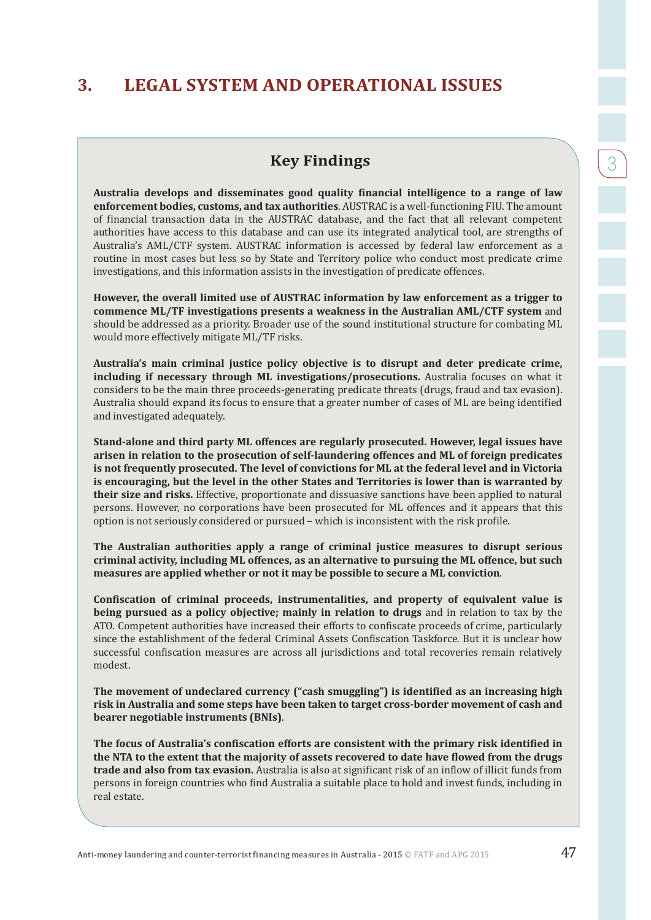# 3. LEGAL SYSTEM AND OPERATIONAL ISSUES

## Key Findings

**Australia develops and disseminates good quality financial intelligence to a range of law enforcement bodies, customs, and tax authorities**. AUSTRAC is a well-functioning FIU. The amount of financial transaction data in the AUSTRAC database, and the fact that all relevant competent authorities have access to this database and can use its integrated analytical tool, are strengths of Australia's AML/CTF system. AUSTRAC information is accessed by federal law enforcement as a routine in most cases but less so by State and Territory police who conduct most predicate crime investigations, and this information assists in the investigation of predicate offences.

**However, the overall limited use of AUSTRAC information by law enforcement as a trigger to commence ML/TF investigations presents a weakness in the Australian AML/CTF system** and should be addressed as a priority. Broader use of the sound institutional structure for combating ML would more effectively mitigate ML/TF risks.

**Australia's main criminal justice policy objective is to disrupt and deter predicate crime, including if necessary through ML investigations/prosecutions.** Australia focuses on what it considers to be the main three proceeds-generating predicate threats (drugs, fraud and tax evasion). Australia should expand its focus to ensure that a greater number of cases of ML are being identified and investigated adequately.

**Stand-alone and third party ML offences are regularly prosecuted. However, legal issues have arisen in relation to the prosecution of self-laundering offences and ML of foreign predicates is not frequently prosecuted. The level of convictions for ML at the federal level and in Victoria is encouraging, but the level in the other States and Territories is lower than is warranted by their size and risks.** Effective, proportionate and dissuasive sanctions have been applied to natural persons. However, no corporations have been prosecuted for ML offences and it appears that this option is not seriously considered or pursued – which is inconsistent with the risk profile.

**The Australian authorities apply a range of criminal justice measures to disrupt serious criminal activity, including ML offences, as an alternative to pursuing the ML offence, but such measures are applied whether or not it may be possible to secure a ML conviction**.

**Confiscation of criminal proceeds, instrumentalities, and property of equivalent value is being pursued as a policy objective; mainly in relation to drugs** and in relation to tax by the ATO. Competent authorities have increased their efforts to confiscate proceeds of crime, particularly since the establishment of the federal Criminal Assets Confiscation Taskforce. But it is unclear how successful confiscation measures are across all jurisdictions and total recoveries remain relatively modest.

**The movement of undeclared currency ("cash smuggling") is identified as an increasing high risk in Australia and some steps have been taken to target cross-border movement of cash and bearer negotiable instruments (BNIs)**.

**The focus of Australia's confiscation efforts are consistent with the primary risk identified in the NTA to the extent that the majority of assets recovered to date have flowed from the drugs trade and also from tax evasion.** Australia is also at significant risk of an inflow of illicit funds from persons in foreign countries who find Australia a suitable place to hold and invest funds, including in real estate.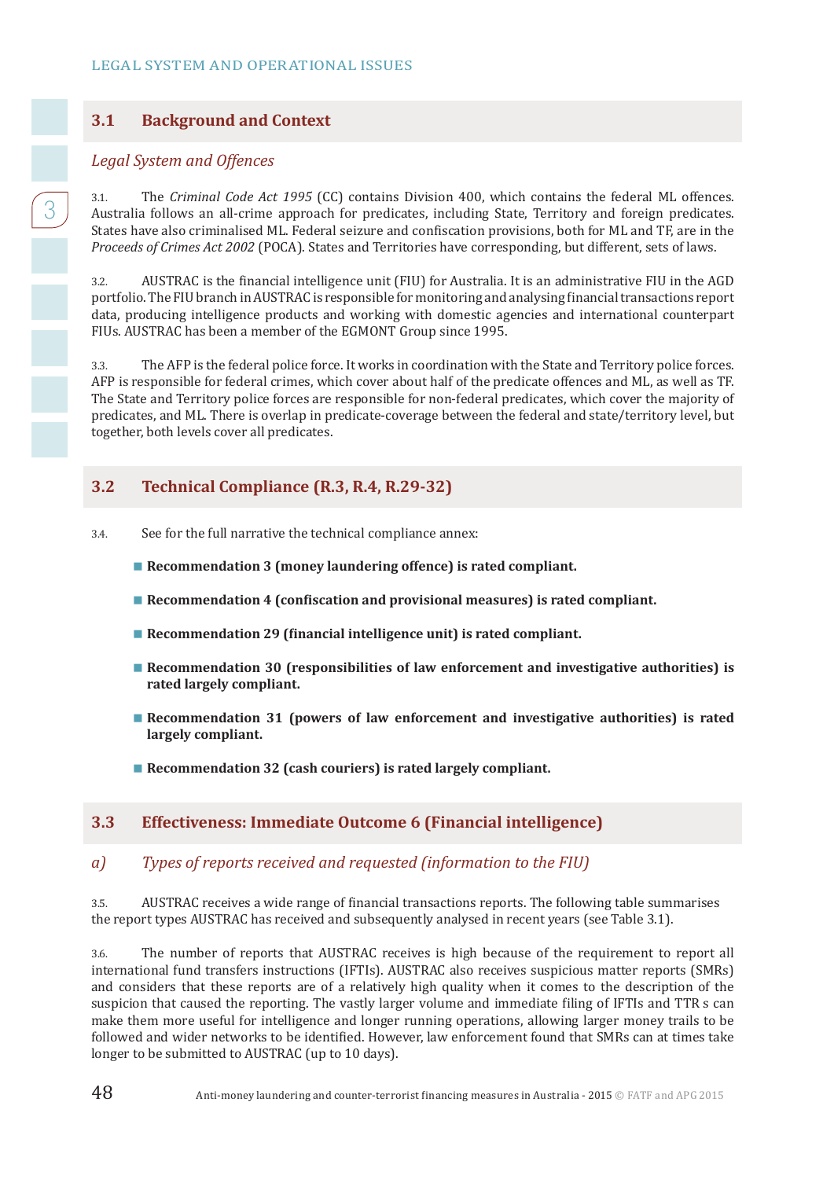## 3.1 Background and Context

*Legal System and Offences*

3.1. The *Criminal Code Act 1995* (CC) contains Division 400, which contains the federal ML offences. Australia follows an all-crime approach for predicates, including State, Territory and foreign predicates. States have also criminalised ML. Federal seizure and confiscation provisions, both for ML and TF, are in the *Proceeds of Crimes Act 2002* (POCA). States and Territories have corresponding, but different, sets of laws.

3.2. AUSTRAC is the financial intelligence unit (FIU) for Australia. It is an administrative FIU in the AGD portfolio. The FIU branch in AUSTRAC is responsible for monitoring and analysing financial transactions report data, producing intelligence products and working with domestic agencies and international counterpart FIUs. AUSTRAC has been a member of the EGMONT Group since 1995.

3.3. The AFP is the federal police force. It works in coordination with the State and Territory police forces. AFP is responsible for federal crimes, which cover about half of the predicate offences and ML, as well as TF. The State and Territory police forces are responsible for non-federal predicates, which cover the majority of predicates, and ML. There is overlap in predicate-coverage between the federal and state/territory level, but together, both levels cover all predicates.

## 3.2 Technical Compliance (R.3, R.4, R.29-32)

3.4. See for the full narrative the technical compliance annex:

- **Recommendation 3 (money laundering offence) is rated compliant.**
- **Recommendation 4 (confiscation and provisional measures) is rated compliant.**
- **Recommendation 29 (financial intelligence unit) is rated compliant.**
- **Recommendation 30 (responsibilities of law enforcement and investigative authorities) is rated largely compliant.**
- **Recommendation 31 (powers of law enforcement and investigative authorities) is rated largely compliant.**
- **Recommendation 32 (cash couriers) is rated largely compliant.**

## 3.3 Effectiveness: Immediate Outcome 6 (Financial intelligence)

### *a) Types of reports received and requested (information to the FIU)*

3.5. AUSTRAC receives a wide range of financial transactions reports. The following table summarises the report types AUSTRAC has received and subsequently analysed in recent years (see Table 3.1).

3.6. The number of reports that AUSTRAC receives is high because of the requirement to report all international fund transfers instructions (IFTIs). AUSTRAC also receives suspicious matter reports (SMRs) and considers that these reports are of a relatively high quality when it comes to the description of the suspicion that caused the reporting. The vastly larger volume and immediate filing of IFTIs and TTR s can make them more useful for intelligence and longer running operations, allowing larger money trails to be followed and wider networks to be identified. However, law enforcement found that SMRs can at times take longer to be submitted to AUSTRAC (up to 10 days).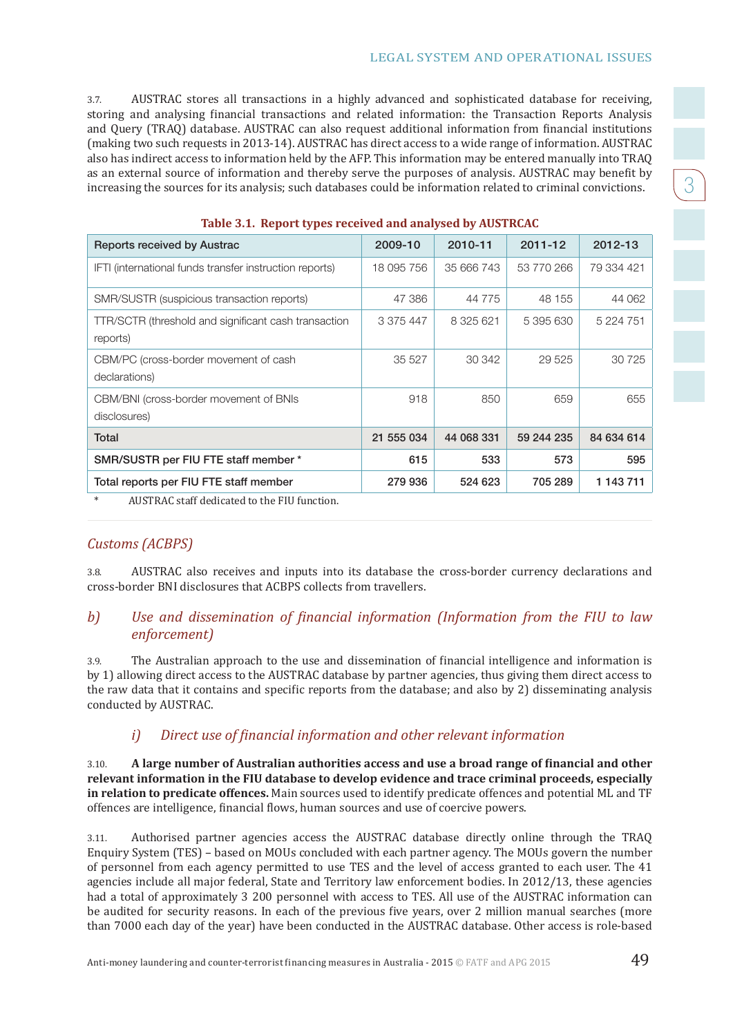3.7. AUSTRAC stores all transactions in a highly advanced and sophisticated database for receiving, storing and analysing financial transactions and related information: the Transaction Reports Analysis and Query (TRAQ) database. AUSTRAC can also request additional information from financial institutions (making two such requests in 2013-14). AUSTRAC has direct access to a wide range of information. AUSTRAC also has indirect access to information held by the AFP. This information may be entered manually into TRAQ as an external source of information and thereby serve the purposes of analysis. AUSTRAC may benefit by increasing the sources for its analysis; such databases could be information related to criminal convictions.

**Table 3.1. Report types received and analysed by AUSTRCAC**

| Reports received by Austrac | 2009-10 | 2010-11 | 2011-12 | 2012-13 |
|---|---|---|---|---|
| IFTI (international funds transfer instruction reports) | 18 095 756 | 35 666 743 | 53 770 266 | 79 334 421 |
| SMR/SUSTR (suspicious transaction reports) | 47 386 | 44 775 | 48 155 | 44 062 |
| TTR/SCTR (threshold and significant cash transaction reports) | 3 375 447 | 8 325 621 | 5 395 630 | 5 224 751 |
| CBM/PC (cross-border movement of cash declarations) | 35 527 | 30 342 | 29 525 | 30 725 |
| CBM/BNI (cross-border movement of BNIs disclosures) | 918 | 850 | 659 | 655 |
| **Total** | **21 555 034** | **44 068 331** | **59 244 235** | **84 634 614** |
| **SMR/SUSTR per FIU FTE staff member *** | **615** | **533** | **573** | **595** |
| **Total reports per FIU FTE staff member** | **279 936** | **524 623** | **705 289** | **1 143 711** |

* AUSTRAC staff dedicated to the FIU function.

### *Customs (ACBPS)*

3.8. AUSTRAC also receives and inputs into its database the cross-border currency declarations and cross-border BNI disclosures that ACBPS collects from travellers.

## *b) Use and dissemination of financial information (Information from the FIU to law enforcement)*

3.9. The Australian approach to the use and dissemination of financial intelligence and information is by 1) allowing direct access to the AUSTRAC database by partner agencies, thus giving them direct access to the raw data that it contains and specific reports from the database; and also by 2) disseminating analysis conducted by AUSTRAC.

### *i) Direct use of financial information and other relevant information*

3.10. **A large number of Australian authorities access and use a broad range of financial and other relevant information in the FIU database to develop evidence and trace criminal proceeds, especially in relation to predicate offences.** Main sources used to identify predicate offences and potential ML and TF offences are intelligence, financial flows, human sources and use of coercive powers.

3.11. Authorised partner agencies access the AUSTRAC database directly online through the TRAQ Enquiry System (TES) – based on MOUs concluded with each partner agency. The MOUs govern the number of personnel from each agency permitted to use TES and the level of access granted to each user. The 41 agencies include all major federal, State and Territory law enforcement bodies. In 2012/13, these agencies had a total of approximately 3 200 personnel with access to TES. All use of the AUSTRAC information can be audited for security reasons. In each of the previous five years, over 2 million manual searches (more than 7000 each day of the year) have been conducted in the AUSTRAC database. Other access is role-based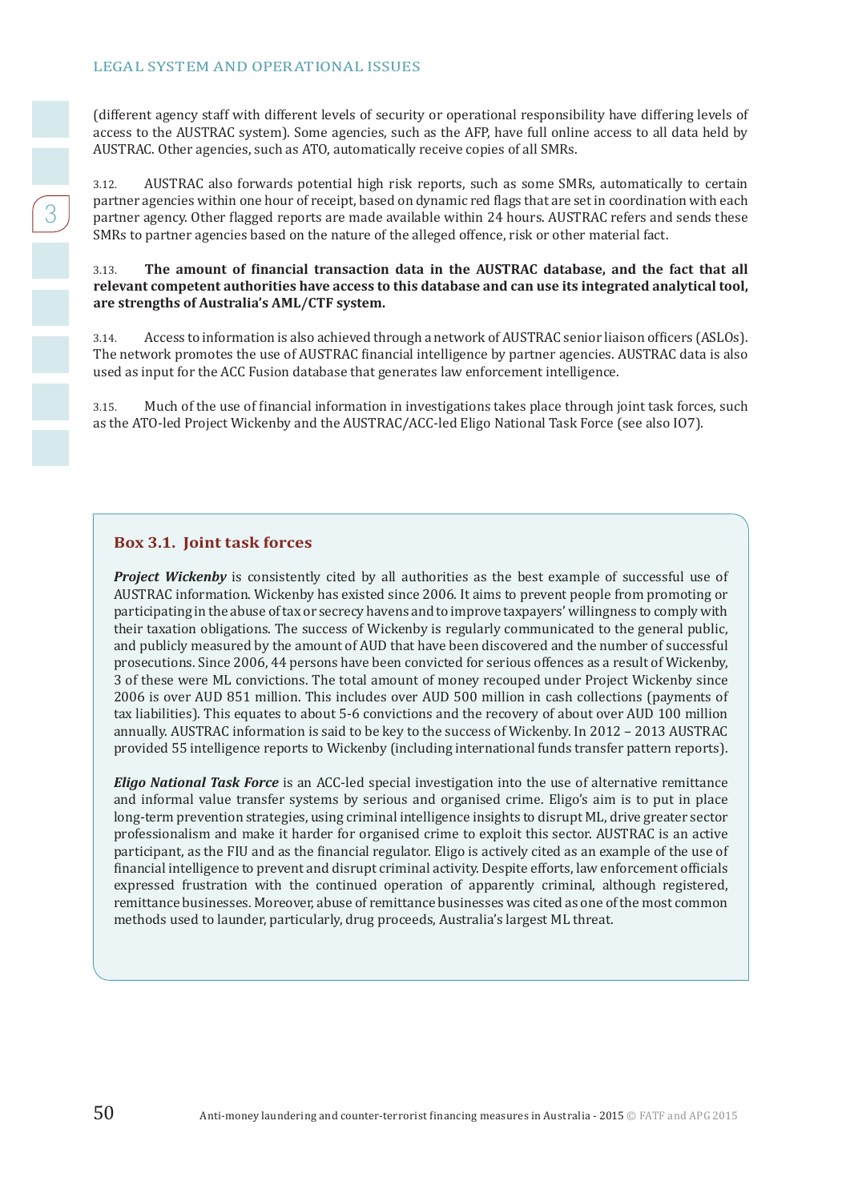(different agency staff with different levels of security or operational responsibility have differing levels of access to the AUSTRAC system). Some agencies, such as the AFP, have full online access to all data held by AUSTRAC. Other agencies, such as ATO, automatically receive copies of all SMRs.

3.12. AUSTRAC also forwards potential high risk reports, such as some SMRs, automatically to certain partner agencies within one hour of receipt, based on dynamic red flags that are set in coordination with each partner agency. Other flagged reports are made available within 24 hours. AUSTRAC refers and sends these SMRs to partner agencies based on the nature of the alleged offence, risk or other material fact.

3.13. **The amount of financial transaction data in the AUSTRAC database, and the fact that all relevant competent authorities have access to this database and can use its integrated analytical tool, are strengths of Australia's AML/CTF system.**

3.14. Access to information is also achieved through a network of AUSTRAC senior liaison officers (ASLOs). The network promotes the use of AUSTRAC financial intelligence by partner agencies. AUSTRAC data is also used as input for the ACC Fusion database that generates law enforcement intelligence.

3.15. Much of the use of financial information in investigations takes place through joint task forces, such as the ATO-led Project Wickenby and the AUSTRAC/ACC-led Eligo National Task Force (see also IO7).

### Box 3.1. Joint task forces

***Project Wickenby*** is consistently cited by all authorities as the best example of successful use of AUSTRAC information. Wickenby has existed since 2006. It aims to prevent people from promoting or participating in the abuse of tax or secrecy havens and to improve taxpayers' willingness to comply with their taxation obligations. The success of Wickenby is regularly communicated to the general public, and publicly measured by the amount of AUD that have been discovered and the number of successful prosecutions. Since 2006, 44 persons have been convicted for serious offences as a result of Wickenby, 3 of these were ML convictions. The total amount of money recouped under Project Wickenby since 2006 is over AUD 851 million. This includes over AUD 500 million in cash collections (payments of tax liabilities). This equates to about 5-6 convictions and the recovery of about over AUD 100 million annually. AUSTRAC information is said to be key to the success of Wickenby. In 2012 – 2013 AUSTRAC provided 55 intelligence reports to Wickenby (including international funds transfer pattern reports).

***Eligo National Task Force*** is an ACC-led special investigation into the use of alternative remittance and informal value transfer systems by serious and organised crime. Eligo's aim is to put in place long-term prevention strategies, using criminal intelligence insights to disrupt ML, drive greater sector professionalism and make it harder for organised crime to exploit this sector. AUSTRAC is an active participant, as the FIU and as the financial regulator. Eligo is actively cited as an example of the use of financial intelligence to prevent and disrupt criminal activity. Despite efforts, law enforcement officials expressed frustration with the continued operation of apparently criminal, although registered, remittance businesses. Moreover, abuse of remittance businesses was cited as one of the most common methods used to launder, particularly, drug proceeds, Australia's largest ML threat.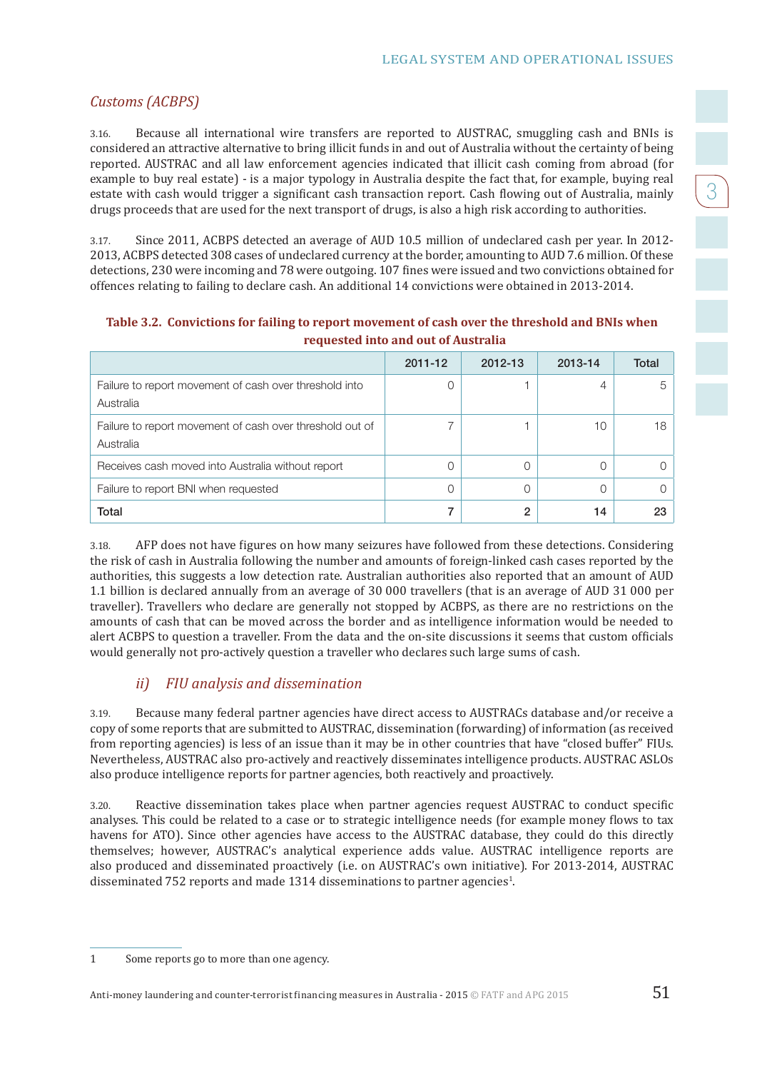*Customs (ACBPS)*

3.16. Because all international wire transfers are reported to AUSTRAC, smuggling cash and BNIs is considered an attractive alternative to bring illicit funds in and out of Australia without the certainty of being reported. AUSTRAC and all law enforcement agencies indicated that illicit cash coming from abroad (for example to buy real estate) - is a major typology in Australia despite the fact that, for example, buying real estate with cash would trigger a significant cash transaction report. Cash flowing out of Australia, mainly drugs proceeds that are used for the next transport of drugs, is also a high risk according to authorities.

3.17. Since 2011, ACBPS detected an average of AUD 10.5 million of undeclared cash per year. In 2012-2013, ACBPS detected 308 cases of undeclared currency at the border, amounting to AUD 7.6 million. Of these detections, 230 were incoming and 78 were outgoing. 107 fines were issued and two convictions obtained for offences relating to failing to declare cash. An additional 14 convictions were obtained in 2013-2014.

**Table 3.2. Convictions for failing to report movement of cash over the threshold and BNIs when requested into and out of Australia**

| | 2011-12 | 2012-13 | 2013-14 | Total |
|---|---|---|---|---|
| Failure to report movement of cash over threshold into Australia | 0 | 1 | 4 | 5 |
| Failure to report movement of cash over threshold out of Australia | 7 | 1 | 10 | 18 |
| Receives cash moved into Australia without report | 0 | 0 | 0 | 0 |
| Failure to report BNI when requested | 0 | 0 | 0 | 0 |
| **Total** | **7** | **2** | **14** | **23** |

3.18. AFP does not have figures on how many seizures have followed from these detections. Considering the risk of cash in Australia following the number and amounts of foreign-linked cash cases reported by the authorities, this suggests a low detection rate. Australian authorities also reported that an amount of AUD 1.1 billion is declared annually from an average of 30 000 travellers (that is an average of AUD 31 000 per traveller). Travellers who declare are generally not stopped by ACBPS, as there are no restrictions on the amounts of cash that can be moved across the border and as intelligence information would be needed to alert ACBPS to question a traveller. From the data and the on-site discussions it seems that custom officials would generally not pro-actively question a traveller who declares such large sums of cash.

### *ii) FIU analysis and dissemination*

3.19. Because many federal partner agencies have direct access to AUSTRACs database and/or receive a copy of some reports that are submitted to AUSTRAC, dissemination (forwarding) of information (as received from reporting agencies) is less of an issue than it may be in other countries that have "closed buffer" FIUs. Nevertheless, AUSTRAC also pro-actively and reactively disseminates intelligence products. AUSTRAC ASLOs also produce intelligence reports for partner agencies, both reactively and proactively.

3.20. Reactive dissemination takes place when partner agencies request AUSTRAC to conduct specific analyses. This could be related to a case or to strategic intelligence needs (for example money flows to tax havens for ATO). Since other agencies have access to the AUSTRAC database, they could do this directly themselves; however, AUSTRAC's analytical experience adds value. AUSTRAC intelligence reports are also produced and disseminated proactively (i.e. on AUSTRAC's own initiative). For 2013-2014, AUSTRAC disseminated 752 reports and made 1314 disseminations to partner agencies[1].

1 Some reports go to more than one agency.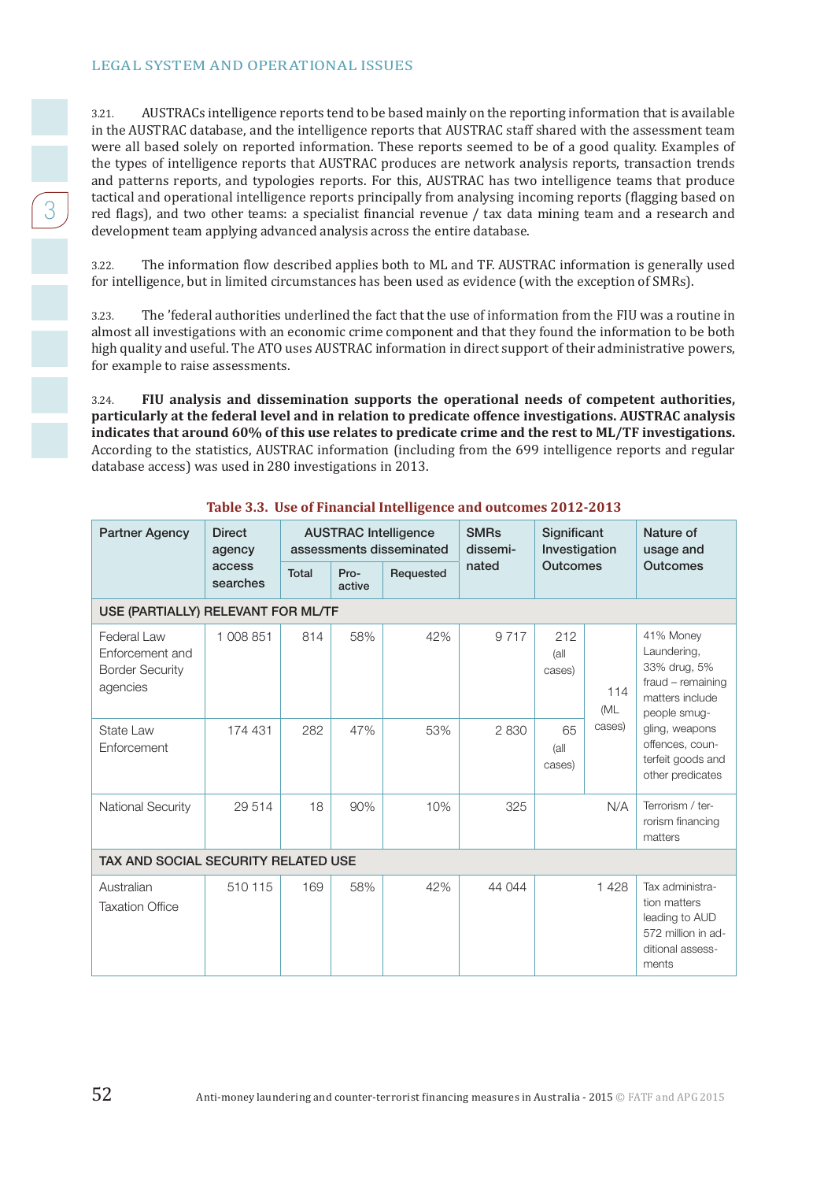3.21. AUSTRACs intelligence reports tend to be based mainly on the reporting information that is available in the AUSTRAC database, and the intelligence reports that AUSTRAC staff shared with the assessment team were all based solely on reported information. These reports seemed to be of a good quality. Examples of the types of intelligence reports that AUSTRAC produces are network analysis reports, transaction trends and patterns reports, and typologies reports. For this, AUSTRAC has two intelligence teams that produce tactical and operational intelligence reports principally from analysing incoming reports (flagging based on red flags), and two other teams: a specialist financial revenue / tax data mining team and a research and development team applying advanced analysis across the entire database.

3.22. The information flow described applies both to ML and TF. AUSTRAC information is generally used for intelligence, but in limited circumstances has been used as evidence (with the exception of SMRs).

3.23. The 'federal authorities underlined the fact that the use of information from the FIU was a routine in almost all investigations with an economic crime component and that they found the information to be both high quality and useful. The ATO uses AUSTRAC information in direct support of their administrative powers, for example to raise assessments.

3.24. **FIU analysis and dissemination supports the operational needs of competent authorities, particularly at the federal level and in relation to predicate offence investigations. AUSTRAC analysis indicates that around 60% of this use relates to predicate crime and the rest to ML/TF investigations.** According to the statistics, AUSTRAC information (including from the 699 intelligence reports and regular database access) was used in 280 investigations in 2013.

**Table 3.3. Use of Financial Intelligence and outcomes 2012-2013**

| Partner Agency | Direct agency access searches | AUSTRAC Intelligence assessments disseminated | | | SMRs disseminated | Significant Investigation Outcomes | | Nature of usage and Outcomes |
|---|---|---|---|---|---|---|---|---|
| | | Total | Pro-active | Requested | | | | |
| USE (PARTIALLY) RELEVANT FOR ML/TF | | | | | | | | |
| Federal Law Enforcement and Border Security agencies | 1 008 851 | 814 | 58% | 42% | 9 717 | 212 (all cases) | 114 (ML cases) | 41% Money Laundering, 33% drug, 5% fraud – remaining matters include people smuggling, weapons offences, counterfeit goods and other predicates |
| State Law Enforcement | 174 431 | 282 | 47% | 53% | 2 830 | 65 (all cases) | | |
| National Security | 29 514 | 18 | 90% | 10% | 325 | N/A | | Terrorism / terrorism financing matters |
| TAX AND SOCIAL SECURITY RELATED USE | | | | | | | | |
| Australian Taxation Office | 510 115 | 169 | 58% | 42% | 44 044 | 1 428 | | Tax administration matters leading to AUD 572 million in additional assessments |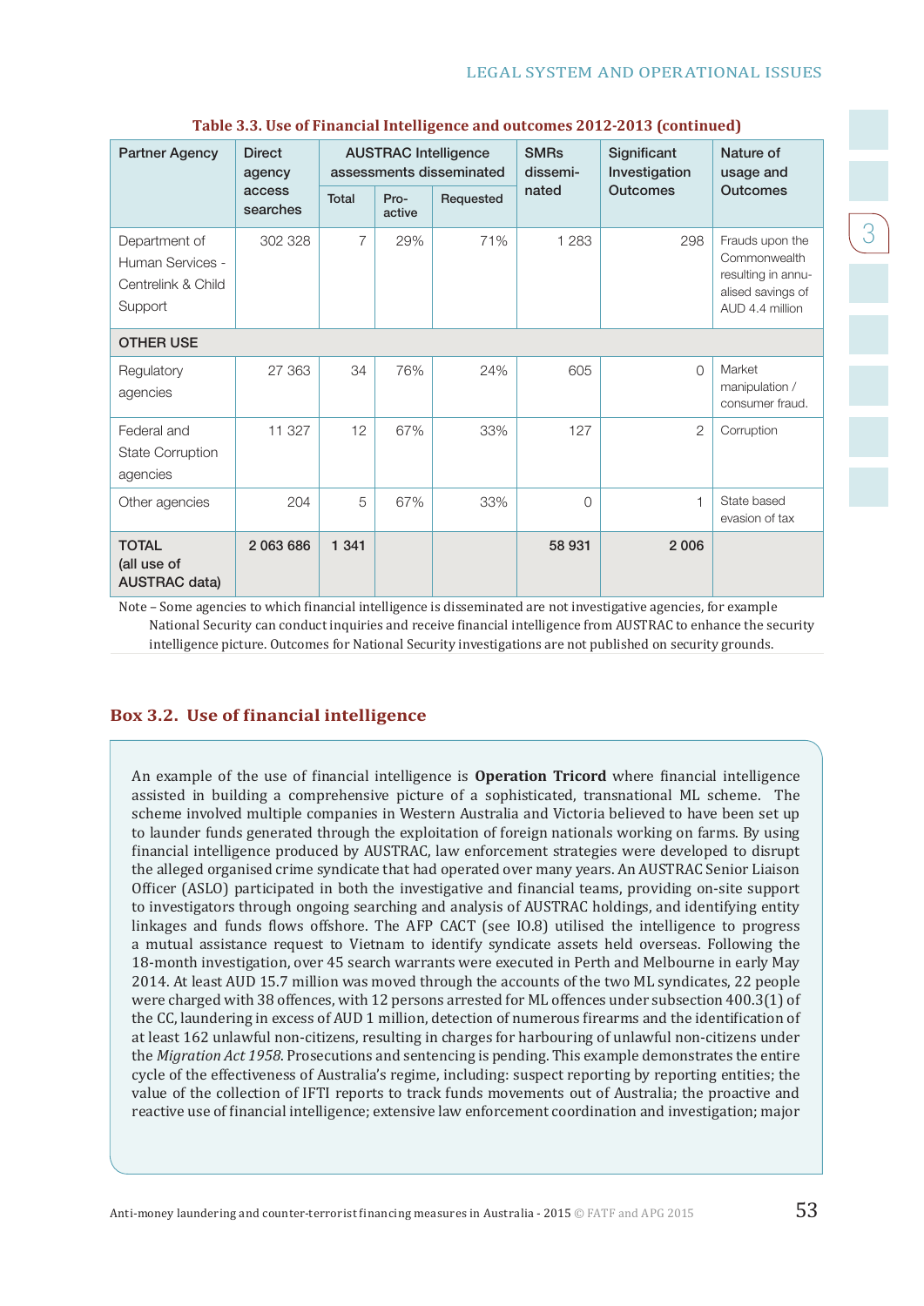**Table 3.3. Use of Financial Intelligence and outcomes 2012-2013 (continued)**

| Partner Agency | Direct agency access searches | AUSTRAC Intelligence assessments disseminated | | | SMRs disseminated | Significant Investigation Outcomes | Nature of usage and Outcomes |
|---|---|---|---|---|---|---|---|
| | | Total | Pro-active | Requested | | | |
| Department of Human Services - Centrelink & Child Support | 302 328 | 7 | 29% | 71% | 1 283 | 298 | Frauds upon the Commonwealth resulting in annualised savings of AUD 4.4 million |
| **OTHER USE** | | | | | | | |
| Regulatory agencies | 27 363 | 34 | 76% | 24% | 605 | 0 | Market manipulation / consumer fraud. |
| Federal and State Corruption agencies | 11 327 | 12 | 67% | 33% | 127 | 2 | Corruption |
| Other agencies | 204 | 5 | 67% | 33% | 0 | 1 | State based evasion of tax |
| **TOTAL (all use of AUSTRAC data)** | **2 063 686** | **1 341** | | | **58 931** | **2 006** | |

Note – Some agencies to which financial intelligence is disseminated are not investigative agencies, for example National Security can conduct inquiries and receive financial intelligence from AUSTRAC to enhance the security intelligence picture. Outcomes for National Security investigations are not published on security grounds.

## Box 3.2. Use of financial intelligence

An example of the use of financial intelligence is **Operation Tricord** where financial intelligence assisted in building a comprehensive picture of a sophisticated, transnational ML scheme. The scheme involved multiple companies in Western Australia and Victoria believed to have been set up to launder funds generated through the exploitation of foreign nationals working on farms. By using financial intelligence produced by AUSTRAC, law enforcement strategies were developed to disrupt the alleged organised crime syndicate that had operated over many years. An AUSTRAC Senior Liaison Officer (ASLO) participated in both the investigative and financial teams, providing on-site support to investigators through ongoing searching and analysis of AUSTRAC holdings, and identifying entity linkages and funds flows offshore. The AFP CACT (see IO.8) utilised the intelligence to progress a mutual assistance request to Vietnam to identify syndicate assets held overseas. Following the 18-month investigation, over 45 search warrants were executed in Perth and Melbourne in early May 2014. At least AUD 15.7 million was moved through the accounts of the two ML syndicates, 22 people were charged with 38 offences, with 12 persons arrested for ML offences under subsection 400.3(1) of the CC, laundering in excess of AUD 1 million, detection of numerous firearms and the identification of at least 162 unlawful non-citizens, resulting in charges for harbouring of unlawful non-citizens under the *Migration Act 1958*. Prosecutions and sentencing is pending. This example demonstrates the entire cycle of the effectiveness of Australia's regime, including: suspect reporting by reporting entities; the value of the collection of IFTI reports to track funds movements out of Australia; the proactive and reactive use of financial intelligence; extensive law enforcement coordination and investigation; major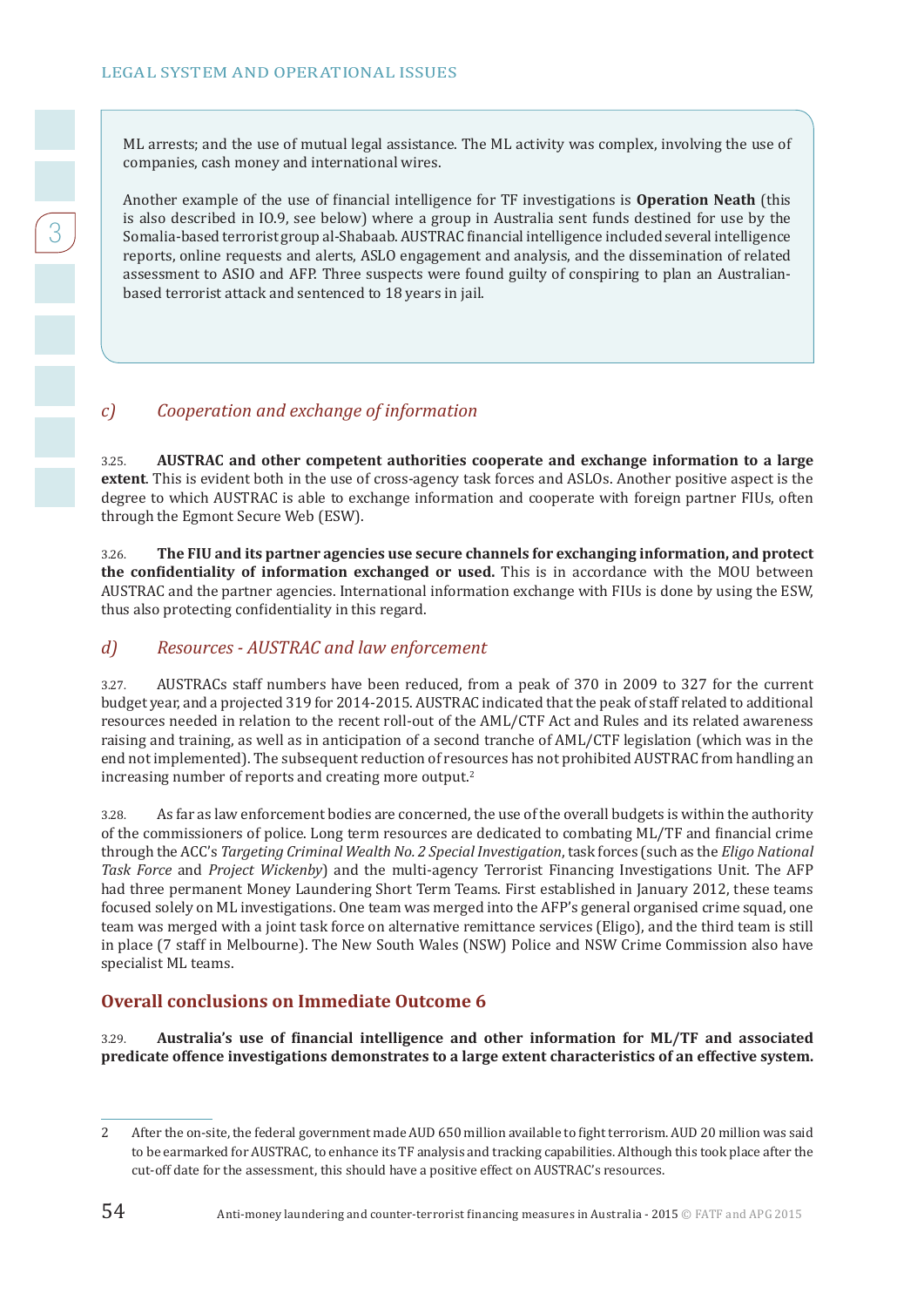ML arrests; and the use of mutual legal assistance. The ML activity was complex, involving the use of companies, cash money and international wires.

Another example of the use of financial intelligence for TF investigations is **Operation Neath** (this is also described in IO.9, see below) where a group in Australia sent funds destined for use by the Somalia-based terrorist group al-Shabaab. AUSTRAC financial intelligence included several intelligence reports, online requests and alerts, ASLO engagement and analysis, and the dissemination of related assessment to ASIO and AFP. Three suspects were found guilty of conspiring to plan an Australian-based terrorist attack and sentenced to 18 years in jail.

### *c) Cooperation and exchange of information*

3.25. **AUSTRAC and other competent authorities cooperate and exchange information to a large extent**. This is evident both in the use of cross-agency task forces and ASLOs. Another positive aspect is the degree to which AUSTRAC is able to exchange information and cooperate with foreign partner FIUs, often through the Egmont Secure Web (ESW).

3.26. **The FIU and its partner agencies use secure channels for exchanging information, and protect the confidentiality of information exchanged or used.** This is in accordance with the MOU between AUSTRAC and the partner agencies. International information exchange with FIUs is done by using the ESW, thus also protecting confidentiality in this regard.

### *d) Resources - AUSTRAC and law enforcement*

3.27. AUSTRACs staff numbers have been reduced, from a peak of 370 in 2009 to 327 for the current budget year, and a projected 319 for 2014-2015. AUSTRAC indicated that the peak of staff related to additional resources needed in relation to the recent roll-out of the AML/CTF Act and Rules and its related awareness raising and training, as well as in anticipation of a second tranche of AML/CTF legislation (which was in the end not implemented). The subsequent reduction of resources has not prohibited AUSTRAC from handling an increasing number of reports and creating more output.[2]

3.28. As far as law enforcement bodies are concerned, the use of the overall budgets is within the authority of the commissioners of police. Long term resources are dedicated to combating ML/TF and financial crime through the ACC's *Targeting Criminal Wealth No. 2 Special Investigation*, task forces (such as the *Eligo National Task Force* and *Project Wickenby*) and the multi-agency Terrorist Financing Investigations Unit. The AFP had three permanent Money Laundering Short Term Teams. First established in January 2012, these teams focused solely on ML investigations. One team was merged into the AFP's general organised crime squad, one team was merged with a joint task force on alternative remittance services (Eligo), and the third team is still in place (7 staff in Melbourne). The New South Wales (NSW) Police and NSW Crime Commission also have specialist ML teams.

## Overall conclusions on Immediate Outcome 6

3.29. **Australia's use of financial intelligence and other information for ML/TF and associated predicate offence investigations demonstrates to a large extent characteristics of an effective system.**

---

2 After the on-site, the federal government made AUD 650 million available to fight terrorism. AUD 20 million was said to be earmarked for AUSTRAC, to enhance its TF analysis and tracking capabilities. Although this took place after the cut-off date for the assessment, this should have a positive effect on AUSTRAC's resources.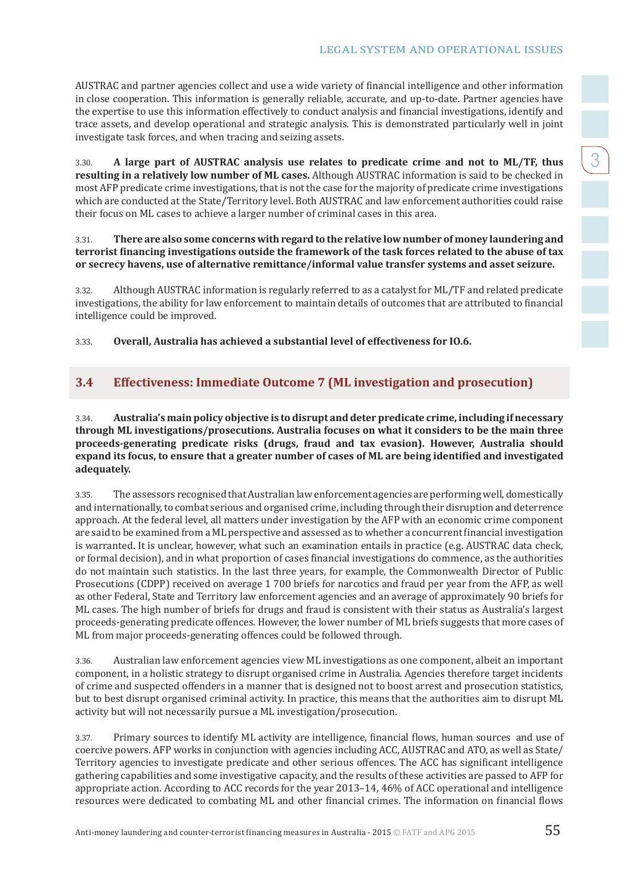AUSTRAC and partner agencies collect and use a wide variety of financial intelligence and other information in close cooperation. This information is generally reliable, accurate, and up-to-date. Partner agencies have the expertise to use this information effectively to conduct analysis and financial investigations, identify and trace assets, and develop operational and strategic analysis. This is demonstrated particularly well in joint investigate task forces, and when tracing and seizing assets.

3.30. **A large part of AUSTRAC analysis use relates to predicate crime and not to ML/TF, thus resulting in a relatively low number of ML cases.** Although AUSTRAC information is said to be checked in most AFP predicate crime investigations, that is not the case for the majority of predicate crime investigations which are conducted at the State/Territory level. Both AUSTRAC and law enforcement authorities could raise their focus on ML cases to achieve a larger number of criminal cases in this area.

3.31. **There are also some concerns with regard to the relative low number of money laundering and terrorist financing investigations outside the framework of the task forces related to the abuse of tax or secrecy havens, use of alternative remittance/informal value transfer systems and asset seizure.**

3.32. Although AUSTRAC information is regularly referred to as a catalyst for ML/TF and related predicate investigations, the ability for law enforcement to maintain details of outcomes that are attributed to financial intelligence could be improved.

3.33. **Overall, Australia has achieved a substantial level of effectiveness for IO.6.**

## 3.4 Effectiveness: Immediate Outcome 7 (ML investigation and prosecution)

3.34. **Australia's main policy objective is to disrupt and deter predicate crime, including if necessary through ML investigations/prosecutions. Australia focuses on what it considers to be the main three proceeds-generating predicate risks (drugs, fraud and tax evasion). However, Australia should expand its focus, to ensure that a greater number of cases of ML are being identified and investigated adequately.**

3.35. The assessors recognised that Australian law enforcement agencies are performing well, domestically and internationally, to combat serious and organised crime, including through their disruption and deterrence approach. At the federal level, all matters under investigation by the AFP with an economic crime component are said to be examined from a ML perspective and assessed as to whether a concurrent financial investigation is warranted. It is unclear, however, what such an examination entails in practice (e.g. AUSTRAC data check, or formal decision), and in what proportion of cases financial investigations do commence, as the authorities do not maintain such statistics. In the last three years, for example, the Commonwealth Director of Public Prosecutions (CDPP) received on average 1 700 briefs for narcotics and fraud per year from the AFP, as well as other Federal, State and Territory law enforcement agencies and an average of approximately 90 briefs for ML cases. The high number of briefs for drugs and fraud is consistent with their status as Australia's largest proceeds-generating predicate offences. However, the lower number of ML briefs suggests that more cases of ML from major proceeds-generating offences could be followed through.

3.36. Australian law enforcement agencies view ML investigations as one component, albeit an important component, in a holistic strategy to disrupt organised crime in Australia. Agencies therefore target incidents of crime and suspected offenders in a manner that is designed not to boost arrest and prosecution statistics, but to best disrupt organised criminal activity. In practice, this means that the authorities aim to disrupt ML activity but will not necessarily pursue a ML investigation/prosecution.

3.37. Primary sources to identify ML activity are intelligence, financial flows, human sources and use of coercive powers. AFP works in conjunction with agencies including ACC, AUSTRAC and ATO, as well as State/Territory agencies to investigate predicate and other serious offences. The ACC has significant intelligence gathering capabilities and some investigative capacity, and the results of these activities are passed to AFP for appropriate action. According to ACC records for the year 2013–14, 46% of ACC operational and intelligence resources were dedicated to combating ML and other financial crimes. The information on financial flows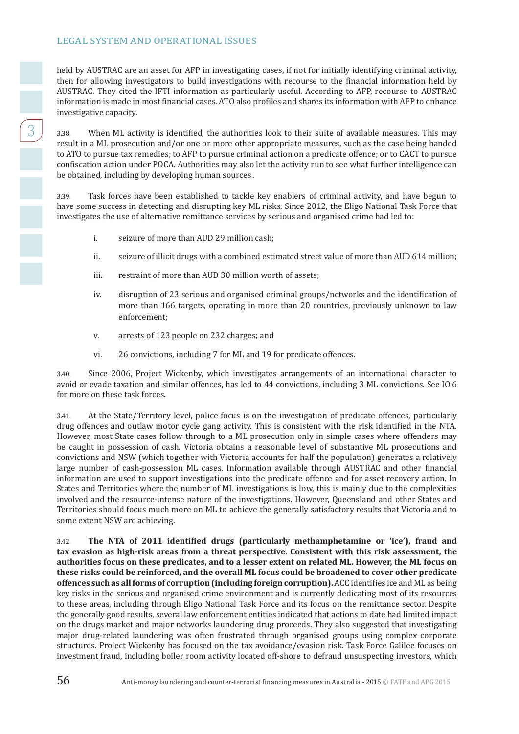held by AUSTRAC are an asset for AFP in investigating cases, if not for initially identifying criminal activity, then for allowing investigators to build investigations with recourse to the financial information held by AUSTRAC. They cited the IFTI information as particularly useful. According to AFP, recourse to AUSTRAC information is made in most financial cases. ATO also profiles and shares its information with AFP to enhance investigative capacity.

3.38. When ML activity is identified, the authorities look to their suite of available measures. This may result in a ML prosecution and/or one or more other appropriate measures, such as the case being handed to ATO to pursue tax remedies; to AFP to pursue criminal action on a predicate offence; or to CACT to pursue confiscation action under POCA. Authorities may also let the activity run to see what further intelligence can be obtained, including by developing human sources.

3.39. Task forces have been established to tackle key enablers of criminal activity, and have begun to have some success in detecting and disrupting key ML risks. Since 2012, the Eligo National Task Force that investigates the use of alternative remittance services by serious and organised crime had led to:

i. seizure of more than AUD 29 million cash;

ii. seizure of illicit drugs with a combined estimated street value of more than AUD 614 million;

iii. restraint of more than AUD 30 million worth of assets;

iv. disruption of 23 serious and organised criminal groups/networks and the identification of more than 166 targets, operating in more than 20 countries, previously unknown to law enforcement;

v. arrests of 123 people on 232 charges; and

vi. 26 convictions, including 7 for ML and 19 for predicate offences.

3.40. Since 2006, Project Wickenby, which investigates arrangements of an international character to avoid or evade taxation and similar offences, has led to 44 convictions, including 3 ML convictions. See IO.6 for more on these task forces.

3.41. At the State/Territory level, police focus is on the investigation of predicate offences, particularly drug offences and outlaw motor cycle gang activity. This is consistent with the risk identified in the NTA. However, most State cases follow through to a ML prosecution only in simple cases where offenders may be caught in possession of cash. Victoria obtains a reasonable level of substantive ML prosecutions and convictions and NSW (which together with Victoria accounts for half the population) generates a relatively large number of cash-possession ML cases. Information available through AUSTRAC and other financial information are used to support investigations into the predicate offence and for asset recovery action. In States and Territories where the number of ML investigations is low, this is mainly due to the complexities involved and the resource-intense nature of the investigations. However, Queensland and other States and Territories should focus much more on ML to achieve the generally satisfactory results that Victoria and to some extent NSW are achieving.

3.42. **The NTA of 2011 identified drugs (particularly methamphetamine or 'ice'), fraud and tax evasion as high-risk areas from a threat perspective. Consistent with this risk assessment, the authorities focus on these predicates, and to a lesser extent on related ML. However, the ML focus on these risks could be reinforced, and the overall ML focus could be broadened to cover other predicate offences such as all forms of corruption (including foreign corruption).** ACC identifies ice and ML as being key risks in the serious and organised crime environment and is currently dedicating most of its resources to these areas, including through Eligo National Task Force and its focus on the remittance sector. Despite the generally good results, several law enforcement entities indicated that actions to date had limited impact on the drugs market and major networks laundering drug proceeds. They also suggested that investigating major drug-related laundering was often frustrated through organised groups using complex corporate structures. Project Wickenby has focused on the tax avoidance/evasion risk. Task Force Galilee focuses on investment fraud, including boiler room activity located off-shore to defraud unsuspecting investors, which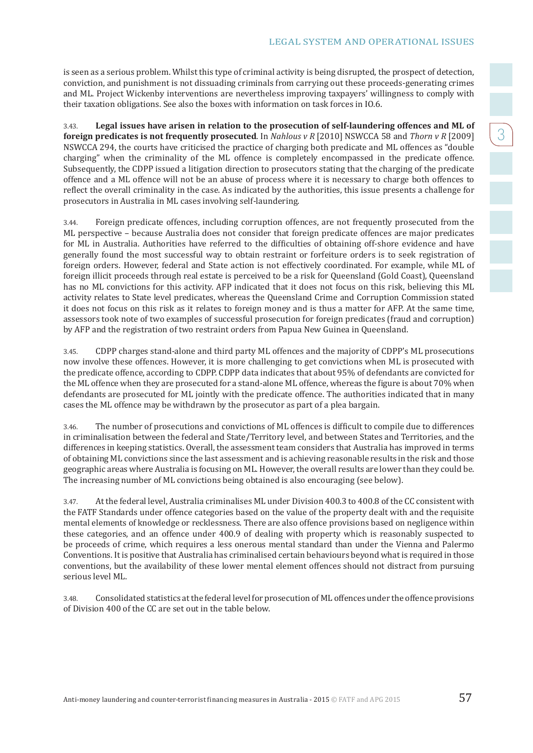is seen as a serious problem. Whilst this type of criminal activity is being disrupted, the prospect of detection, conviction, and punishment is not dissuading criminals from carrying out these proceeds-generating crimes and ML. Project Wickenby interventions are nevertheless improving taxpayers' willingness to comply with their taxation obligations. See also the boxes with information on task forces in IO.6.

3.43. **Legal issues have arisen in relation to the prosecution of self-laundering offences and ML of foreign predicates is not frequently prosecuted**. In *Nahlous v R* [2010] NSWCCA 58 and *Thorn v R* [2009] NSWCCA 294, the courts have criticised the practice of charging both predicate and ML offences as "double charging" when the criminality of the ML offence is completely encompassed in the predicate offence. Subsequently, the CDPP issued a litigation direction to prosecutors stating that the charging of the predicate offence and a ML offence will not be an abuse of process where it is necessary to charge both offences to reflect the overall criminality in the case. As indicated by the authorities, this issue presents a challenge for prosecutors in Australia in ML cases involving self-laundering.

3.44. Foreign predicate offences, including corruption offences, are not frequently prosecuted from the ML perspective – because Australia does not consider that foreign predicate offences are major predicates for ML in Australia. Authorities have referred to the difficulties of obtaining off-shore evidence and have generally found the most successful way to obtain restraint or forfeiture orders is to seek registration of foreign orders. However, federal and State action is not effectively coordinated. For example, while ML of foreign illicit proceeds through real estate is perceived to be a risk for Queensland (Gold Coast), Queensland has no ML convictions for this activity. AFP indicated that it does not focus on this risk, believing this ML activity relates to State level predicates, whereas the Queensland Crime and Corruption Commission stated it does not focus on this risk as it relates to foreign money and is thus a matter for AFP. At the same time, assessors took note of two examples of successful prosecution for foreign predicates (fraud and corruption) by AFP and the registration of two restraint orders from Papua New Guinea in Queensland.

3.45. CDPP charges stand-alone and third party ML offences and the majority of CDPP's ML prosecutions now involve these offences. However, it is more challenging to get convictions when ML is prosecuted with the predicate offence, according to CDPP. CDPP data indicates that about 95% of defendants are convicted for the ML offence when they are prosecuted for a stand-alone ML offence, whereas the figure is about 70% when defendants are prosecuted for ML jointly with the predicate offence. The authorities indicated that in many cases the ML offence may be withdrawn by the prosecutor as part of a plea bargain.

3.46. The number of prosecutions and convictions of ML offences is difficult to compile due to differences in criminalisation between the federal and State/Territory level, and between States and Territories, and the differences in keeping statistics. Overall, the assessment team considers that Australia has improved in terms of obtaining ML convictions since the last assessment and is achieving reasonable results in the risk and those geographic areas where Australia is focusing on ML. However, the overall results are lower than they could be. The increasing number of ML convictions being obtained is also encouraging (see below).

3.47. At the federal level, Australia criminalises ML under Division 400.3 to 400.8 of the CC consistent with the FATF Standards under offence categories based on the value of the property dealt with and the requisite mental elements of knowledge or recklessness. There are also offence provisions based on negligence within these categories, and an offence under 400.9 of dealing with property which is reasonably suspected to be proceeds of crime, which requires a less onerous mental standard than under the Vienna and Palermo Conventions. It is positive that Australia has criminalised certain behaviours beyond what is required in those conventions, but the availability of these lower mental element offences should not distract from pursuing serious level ML.

3.48. Consolidated statistics at the federal level for prosecution of ML offences under the offence provisions of Division 400 of the CC are set out in the table below.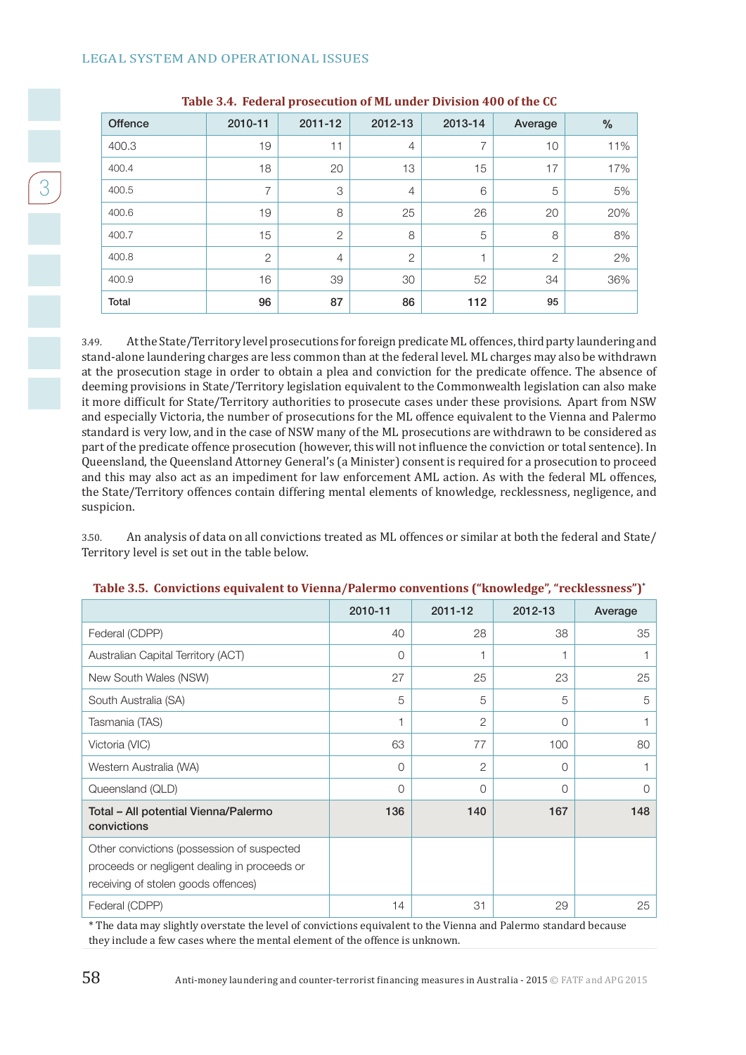**Table 3.4. Federal prosecution of ML under Division 400 of the CC**

| Offence | 2010-11 | 2011-12 | 2012-13 | 2013-14 | Average | % |
|---|---|---|---|---|---|---|
| 400.3 | 19 | 11 | 4 | 7 | 10 | 11% |
| 400.4 | 18 | 20 | 13 | 15 | 17 | 17% |
| 400.5 | 7 | 3 | 4 | 6 | 5 | 5% |
| 400.6 | 19 | 8 | 25 | 26 | 20 | 20% |
| 400.7 | 15 | 2 | 8 | 5 | 8 | 8% |
| 400.8 | 2 | 4 | 2 | 1 | 2 | 2% |
| 400.9 | 16 | 39 | 30 | 52 | 34 | 36% |
| **Total** | **96** | **87** | **86** | **112** | **95** | |

3.49. At the State/Territory level prosecutions for foreign predicate ML offences, third party laundering and stand-alone laundering charges are less common than at the federal level. ML charges may also be withdrawn at the prosecution stage in order to obtain a plea and conviction for the predicate offence. The absence of deeming provisions in State/Territory legislation equivalent to the Commonwealth legislation can also make it more difficult for State/Territory authorities to prosecute cases under these provisions. Apart from NSW and especially Victoria, the number of prosecutions for the ML offence equivalent to the Vienna and Palermo standard is very low, and in the case of NSW many of the ML prosecutions are withdrawn to be considered as part of the predicate offence prosecution (however, this will not influence the conviction or total sentence). In Queensland, the Queensland Attorney General's (a Minister) consent is required for a prosecution to proceed and this may also act as an impediment for law enforcement AML action. As with the federal ML offences, the State/Territory offences contain differing mental elements of knowledge, recklessness, negligence, and suspicion.

3.50. An analysis of data on all convictions treated as ML offences or similar at both the federal and State/Territory level is set out in the table below.

**Table 3.5. Convictions equivalent to Vienna/Palermo conventions ("knowledge", "recklessness")***

| | 2010-11 | 2011-12 | 2012-13 | Average |
|---|---|---|---|---|
| Federal (CDPP) | 40 | 28 | 38 | 35 |
| Australian Capital Territory (ACT) | 0 | 1 | 1 | 1 |
| New South Wales (NSW) | 27 | 25 | 23 | 25 |
| South Australia (SA) | 5 | 5 | 5 | 5 |
| Tasmania (TAS) | 1 | 2 | 0 | 1 |
| Victoria (VIC) | 63 | 77 | 100 | 80 |
| Western Australia (WA) | 0 | 2 | 0 | 1 |
| Queensland (QLD) | 0 | 0 | 0 | 0 |
| **Total – All potential Vienna/Palermo convictions** | **136** | **140** | **167** | **148** |
| Other convictions (possession of suspected proceeds or negligent dealing in proceeds or receiving of stolen goods offences) | | | | |
| Federal (CDPP) | 14 | 31 | 29 | 25 |

* The data may slightly overstate the level of convictions equivalent to the Vienna and Palermo standard because they include a few cases where the mental element of the offence is unknown.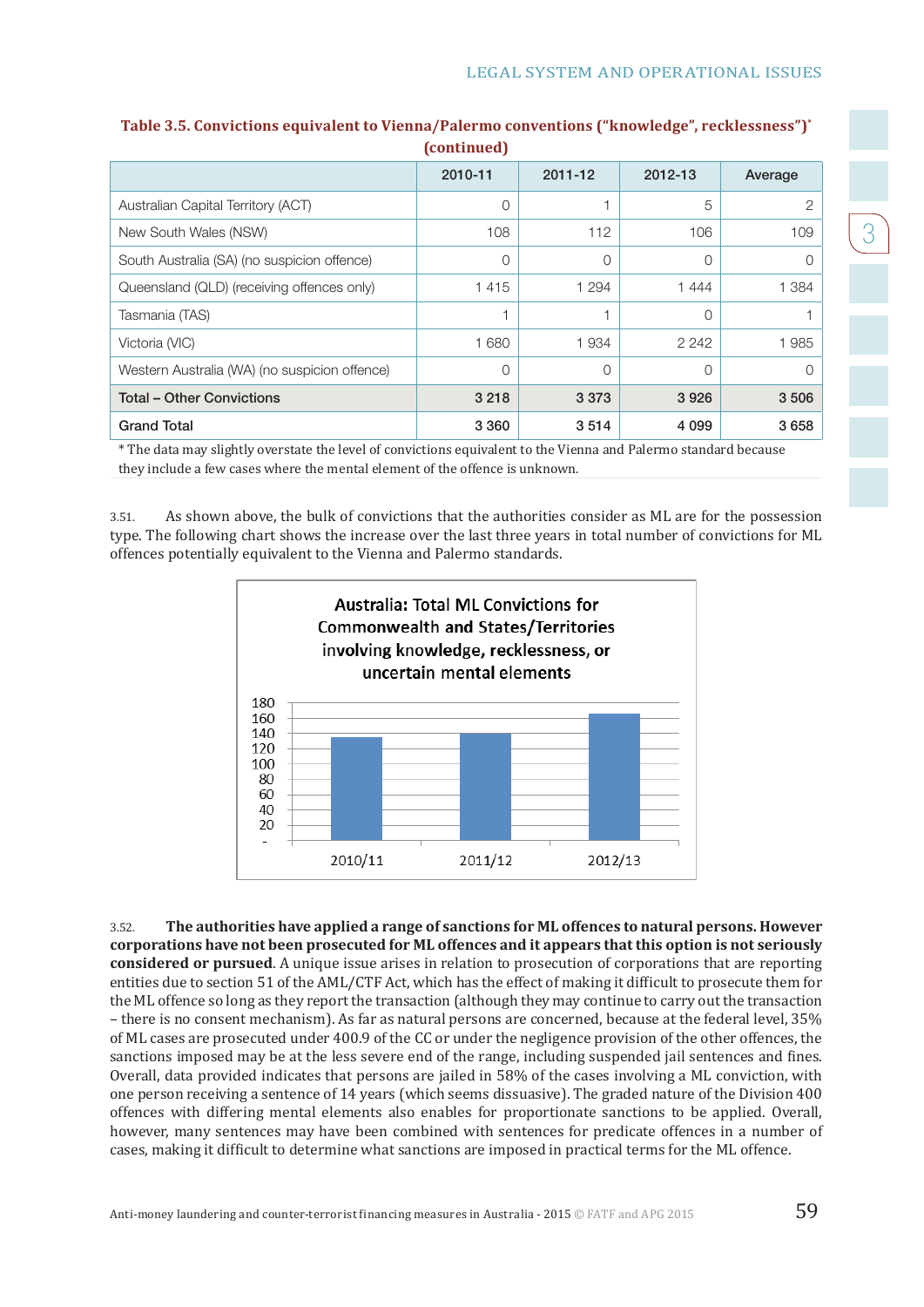**Table 3.5. Convictions equivalent to Vienna/Palermo conventions ("knowledge", recklessness")*** **(continued)**

| | 2010-11 | 2011-12 | 2012-13 | Average |
|---|---|---|---|---|
| Australian Capital Territory (ACT) | 0 | 1 | 5 | 2 |
| New South Wales (NSW) | 108 | 112 | 106 | 109 |
| South Australia (SA) (no suspicion offence) | 0 | 0 | 0 | 0 |
| Queensland (QLD) (receiving offences only) | 1 415 | 1 294 | 1 444 | 1 384 |
| Tasmania (TAS) | 1 | 1 | 0 | 1 |
| Victoria (VIC) | 1 680 | 1 934 | 2 242 | 1 985 |
| Western Australia (WA) (no suspicion offence) | 0 | 0 | 0 | 0 |
| **Total – Other Convictions** | **3 218** | **3 373** | **3 926** | **3 506** |
| **Grand Total** | **3 360** | **3 514** | **4 099** | **3 658** |

* The data may slightly overstate the level of convictions equivalent to the Vienna and Palermo standard because they include a few cases where the mental element of the offence is unknown.

3.51. As shown above, the bulk of convictions that the authorities consider as ML are for the possession type. The following chart shows the increase over the last three years in total number of convictions for ML offences potentially equivalent to the Vienna and Palermo standards.

**Australia: Total ML Convictions for Commonwealth and States/Territories involving knowledge, recklessness, or uncertain mental elements**

| | 2010/11 | 2011/12 | 2012/13 |
|---|---|---|---|
| Convictions | ~135 | ~140 | ~165 |

3.52. **The authorities have applied a range of sanctions for ML offences to natural persons. However corporations have not been prosecuted for ML offences and it appears that this option is not seriously considered or pursued**. A unique issue arises in relation to prosecution of corporations that are reporting entities due to section 51 of the AML/CTF Act, which has the effect of making it difficult to prosecute them for the ML offence so long as they report the transaction (although they may continue to carry out the transaction – there is no consent mechanism). As far as natural persons are concerned, because at the federal level, 35% of ML cases are prosecuted under 400.9 of the CC or under the negligence provision of the other offences, the sanctions imposed may be at the less severe end of the range, including suspended jail sentences and fines. Overall, data provided indicates that persons are jailed in 58% of the cases involving a ML conviction, with one person receiving a sentence of 14 years (which seems dissuasive). The graded nature of the Division 400 offences with differing mental elements also enables for proportionate sanctions to be applied. Overall, however, many sentences may have been combined with sentences for predicate offences in a number of cases, making it difficult to determine what sanctions are imposed in practical terms for the ML offence.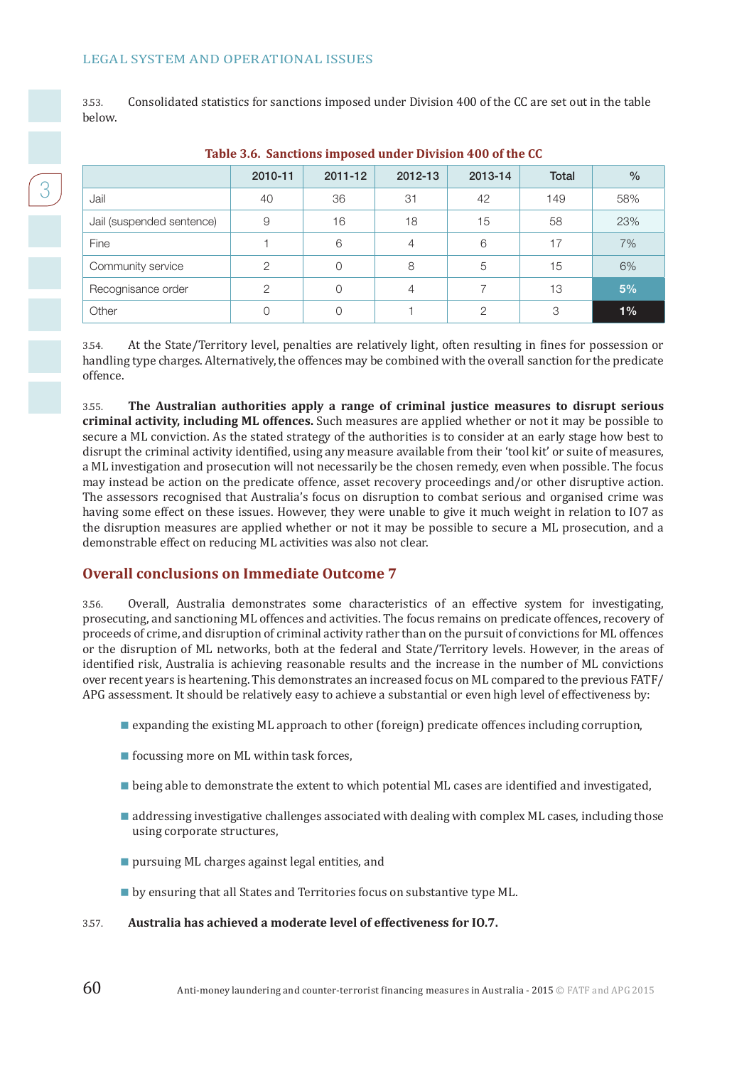3.53. Consolidated statistics for sanctions imposed under Division 400 of the CC are set out in the table below.

**Table 3.6. Sanctions imposed under Division 400 of the CC**

| | 2010-11 | 2011-12 | 2012-13 | 2013-14 | Total | % |
|---|---|---|---|---|---|---|
| Jail | 40 | 36 | 31 | 42 | 149 | 58% |
| Jail (suspended sentence) | 9 | 16 | 18 | 15 | 58 | 23% |
| Fine | 1 | 6 | 4 | 6 | 17 | 7% |
| Community service | 2 | 0 | 8 | 5 | 15 | 6% |
| Recognisance order | 2 | 0 | 4 | 7 | 13 | 5% |
| Other | 0 | 0 | 1 | 2 | 3 | 1% |

3.54. At the State/Territory level, penalties are relatively light, often resulting in fines for possession or handling type charges. Alternatively, the offences may be combined with the overall sanction for the predicate offence.

3.55. **The Australian authorities apply a range of criminal justice measures to disrupt serious criminal activity, including ML offences.** Such measures are applied whether or not it may be possible to secure a ML conviction. As the stated strategy of the authorities is to consider at an early stage how best to disrupt the criminal activity identified, using any measure available from their 'tool kit' or suite of measures, a ML investigation and prosecution will not necessarily be the chosen remedy, even when possible. The focus may instead be action on the predicate offence, asset recovery proceedings and/or other disruptive action. The assessors recognised that Australia's focus on disruption to combat serious and organised crime was having some effect on these issues. However, they were unable to give it much weight in relation to IO7 as the disruption measures are applied whether or not it may be possible to secure a ML prosecution, and a demonstrable effect on reducing ML activities was also not clear.

## Overall conclusions on Immediate Outcome 7

3.56. Overall, Australia demonstrates some characteristics of an effective system for investigating, prosecuting, and sanctioning ML offences and activities. The focus remains on predicate offences, recovery of proceeds of crime, and disruption of criminal activity rather than on the pursuit of convictions for ML offences or the disruption of ML networks, both at the federal and State/Territory levels. However, in the areas of identified risk, Australia is achieving reasonable results and the increase in the number of ML convictions over recent years is heartening. This demonstrates an increased focus on ML compared to the previous FATF/APG assessment. It should be relatively easy to achieve a substantial or even high level of effectiveness by:

- expanding the existing ML approach to other (foreign) predicate offences including corruption,
- focussing more on ML within task forces,
- being able to demonstrate the extent to which potential ML cases are identified and investigated,
- addressing investigative challenges associated with dealing with complex ML cases, including those using corporate structures,
- pursuing ML charges against legal entities, and
- by ensuring that all States and Territories focus on substantive type ML.

3.57. **Australia has achieved a moderate level of effectiveness for IO.7.**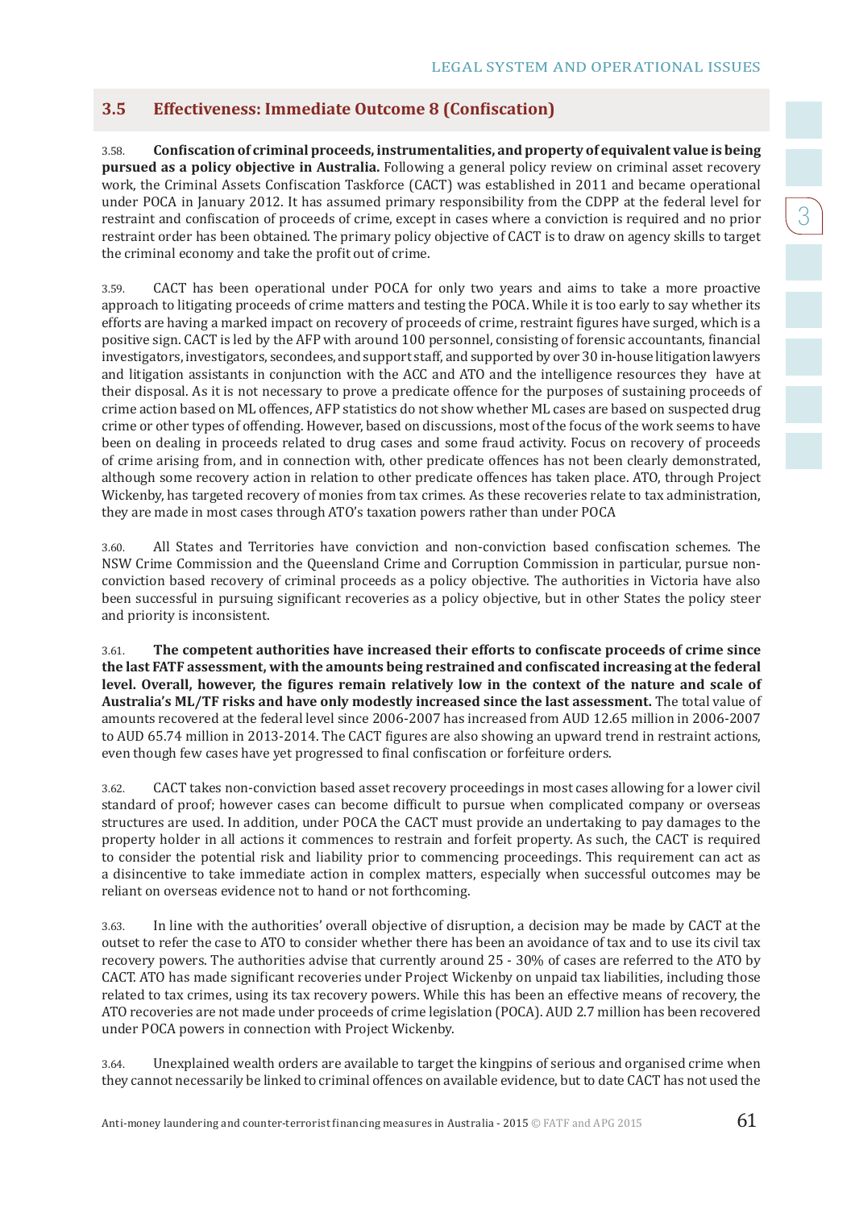## 3.5 Effectiveness: Immediate Outcome 8 (Confiscation)

3.58. **Confiscation of criminal proceeds, instrumentalities, and property of equivalent value is being pursued as a policy objective in Australia.** Following a general policy review on criminal asset recovery work, the Criminal Assets Confiscation Taskforce (CACT) was established in 2011 and became operational under POCA in January 2012. It has assumed primary responsibility from the CDPP at the federal level for restraint and confiscation of proceeds of crime, except in cases where a conviction is required and no prior restraint order has been obtained. The primary policy objective of CACT is to draw on agency skills to target the criminal economy and take the profit out of crime.

3.59. CACT has been operational under POCA for only two years and aims to take a more proactive approach to litigating proceeds of crime matters and testing the POCA. While it is too early to say whether its efforts are having a marked impact on recovery of proceeds of crime, restraint figures have surged, which is a positive sign. CACT is led by the AFP with around 100 personnel, consisting of forensic accountants, financial investigators, investigators, secondees, and support staff, and supported by over 30 in-house litigation lawyers and litigation assistants in conjunction with the ACC and ATO and the intelligence resources they have at their disposal. As it is not necessary to prove a predicate offence for the purposes of sustaining proceeds of crime action based on ML offences, AFP statistics do not show whether ML cases are based on suspected drug crime or other types of offending. However, based on discussions, most of the focus of the work seems to have been on dealing in proceeds related to drug cases and some fraud activity. Focus on recovery of proceeds of crime arising from, and in connection with, other predicate offences has not been clearly demonstrated, although some recovery action in relation to other predicate offences has taken place. ATO, through Project Wickenby, has targeted recovery of monies from tax crimes. As these recoveries relate to tax administration, they are made in most cases through ATO's taxation powers rather than under POCA

3.60. All States and Territories have conviction and non-conviction based confiscation schemes. The NSW Crime Commission and the Queensland Crime and Corruption Commission in particular, pursue non-conviction based recovery of criminal proceeds as a policy objective. The authorities in Victoria have also been successful in pursuing significant recoveries as a policy objective, but in other States the policy steer and priority is inconsistent.

3.61. **The competent authorities have increased their efforts to confiscate proceeds of crime since the last FATF assessment, with the amounts being restrained and confiscated increasing at the federal level. Overall, however, the figures remain relatively low in the context of the nature and scale of Australia's ML/TF risks and have only modestly increased since the last assessment.** The total value of amounts recovered at the federal level since 2006-2007 has increased from AUD 12.65 million in 2006-2007 to AUD 65.74 million in 2013-2014. The CACT figures are also showing an upward trend in restraint actions, even though few cases have yet progressed to final confiscation or forfeiture orders.

3.62. CACT takes non-conviction based asset recovery proceedings in most cases allowing for a lower civil standard of proof; however cases can become difficult to pursue when complicated company or overseas structures are used. In addition, under POCA the CACT must provide an undertaking to pay damages to the property holder in all actions it commences to restrain and forfeit property. As such, the CACT is required to consider the potential risk and liability prior to commencing proceedings. This requirement can act as a disincentive to take immediate action in complex matters, especially when successful outcomes may be reliant on overseas evidence not to hand or not forthcoming.

3.63. In line with the authorities' overall objective of disruption, a decision may be made by CACT at the outset to refer the case to ATO to consider whether there has been an avoidance of tax and to use its civil tax recovery powers. The authorities advise that currently around 25 - 30% of cases are referred to the ATO by CACT. ATO has made significant recoveries under Project Wickenby on unpaid tax liabilities, including those related to tax crimes, using its tax recovery powers. While this has been an effective means of recovery, the ATO recoveries are not made under proceeds of crime legislation (POCA). AUD 2.7 million has been recovered under POCA powers in connection with Project Wickenby.

3.64. Unexplained wealth orders are available to target the kingpins of serious and organised crime when they cannot necessarily be linked to criminal offences on available evidence, but to date CACT has not used the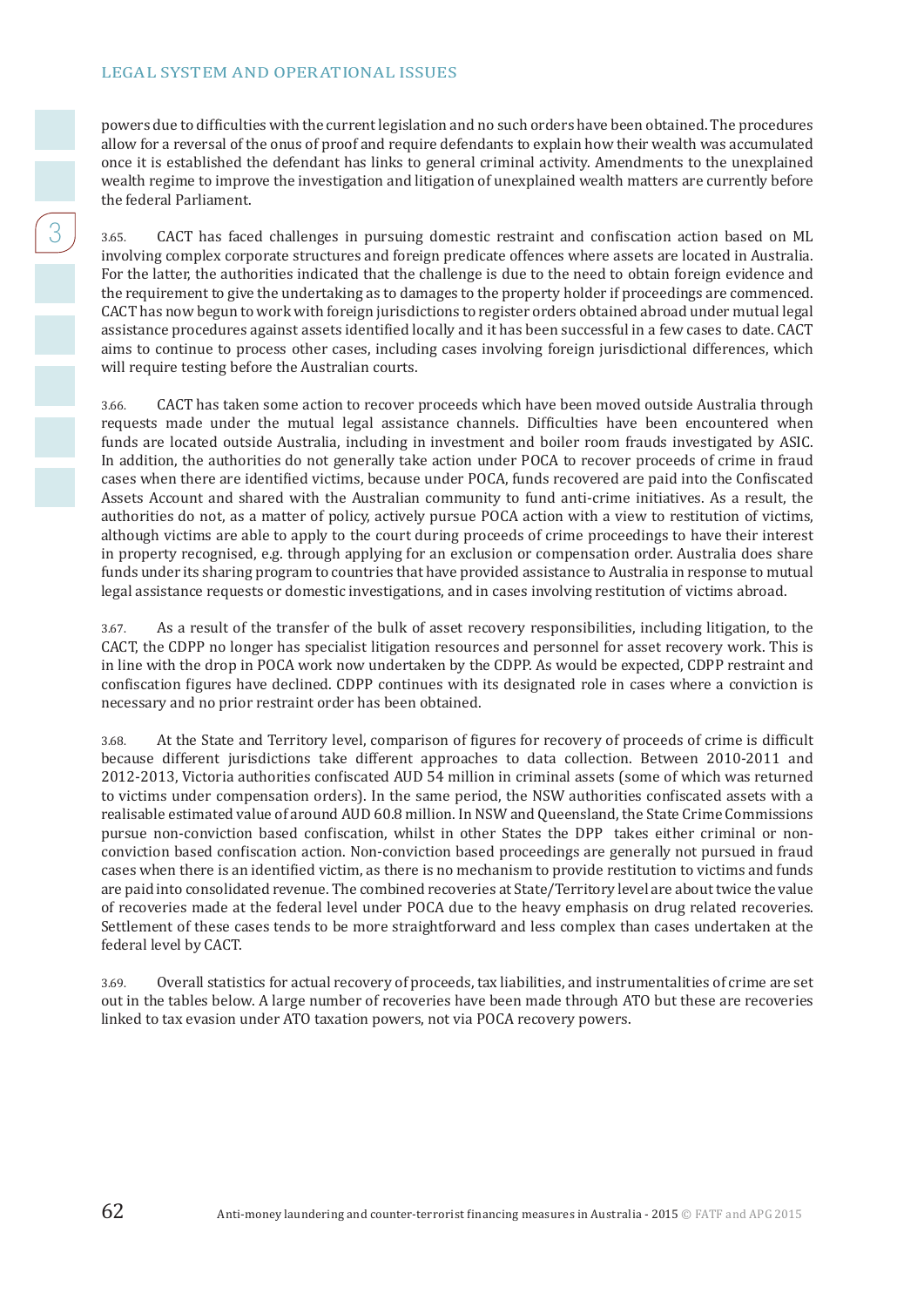powers due to difficulties with the current legislation and no such orders have been obtained. The procedures allow for a reversal of the onus of proof and require defendants to explain how their wealth was accumulated once it is established the defendant has links to general criminal activity. Amendments to the unexplained wealth regime to improve the investigation and litigation of unexplained wealth matters are currently before the federal Parliament.

3.65. CACT has faced challenges in pursuing domestic restraint and confiscation action based on ML involving complex corporate structures and foreign predicate offences where assets are located in Australia. For the latter, the authorities indicated that the challenge is due to the need to obtain foreign evidence and the requirement to give the undertaking as to damages to the property holder if proceedings are commenced. CACT has now begun to work with foreign jurisdictions to register orders obtained abroad under mutual legal assistance procedures against assets identified locally and it has been successful in a few cases to date. CACT aims to continue to process other cases, including cases involving foreign jurisdictional differences, which will require testing before the Australian courts.

3.66. CACT has taken some action to recover proceeds which have been moved outside Australia through requests made under the mutual legal assistance channels. Difficulties have been encountered when funds are located outside Australia, including in investment and boiler room frauds investigated by ASIC. In addition, the authorities do not generally take action under POCA to recover proceeds of crime in fraud cases when there are identified victims, because under POCA, funds recovered are paid into the Confiscated Assets Account and shared with the Australian community to fund anti-crime initiatives. As a result, the authorities do not, as a matter of policy, actively pursue POCA action with a view to restitution of victims, although victims are able to apply to the court during proceeds of crime proceedings to have their interest in property recognised, e.g. through applying for an exclusion or compensation order. Australia does share funds under its sharing program to countries that have provided assistance to Australia in response to mutual legal assistance requests or domestic investigations, and in cases involving restitution of victims abroad.

3.67. As a result of the transfer of the bulk of asset recovery responsibilities, including litigation, to the CACT, the CDPP no longer has specialist litigation resources and personnel for asset recovery work. This is in line with the drop in POCA work now undertaken by the CDPP. As would be expected, CDPP restraint and confiscation figures have declined. CDPP continues with its designated role in cases where a conviction is necessary and no prior restraint order has been obtained.

3.68. At the State and Territory level, comparison of figures for recovery of proceeds of crime is difficult because different jurisdictions take different approaches to data collection. Between 2010-2011 and 2012-2013, Victoria authorities confiscated AUD 54 million in criminal assets (some of which was returned to victims under compensation orders). In the same period, the NSW authorities confiscated assets with a realisable estimated value of around AUD 60.8 million. In NSW and Queensland, the State Crime Commissions pursue non-conviction based confiscation, whilst in other States the DPP takes either criminal or non-conviction based confiscation action. Non-conviction based proceedings are generally not pursued in fraud cases when there is an identified victim, as there is no mechanism to provide restitution to victims and funds are paid into consolidated revenue. The combined recoveries at State/Territory level are about twice the value of recoveries made at the federal level under POCA due to the heavy emphasis on drug related recoveries. Settlement of these cases tends to be more straightforward and less complex than cases undertaken at the federal level by CACT.

3.69. Overall statistics for actual recovery of proceeds, tax liabilities, and instrumentalities of crime are set out in the tables below. A large number of recoveries have been made through ATO but these are recoveries linked to tax evasion under ATO taxation powers, not via POCA recovery powers.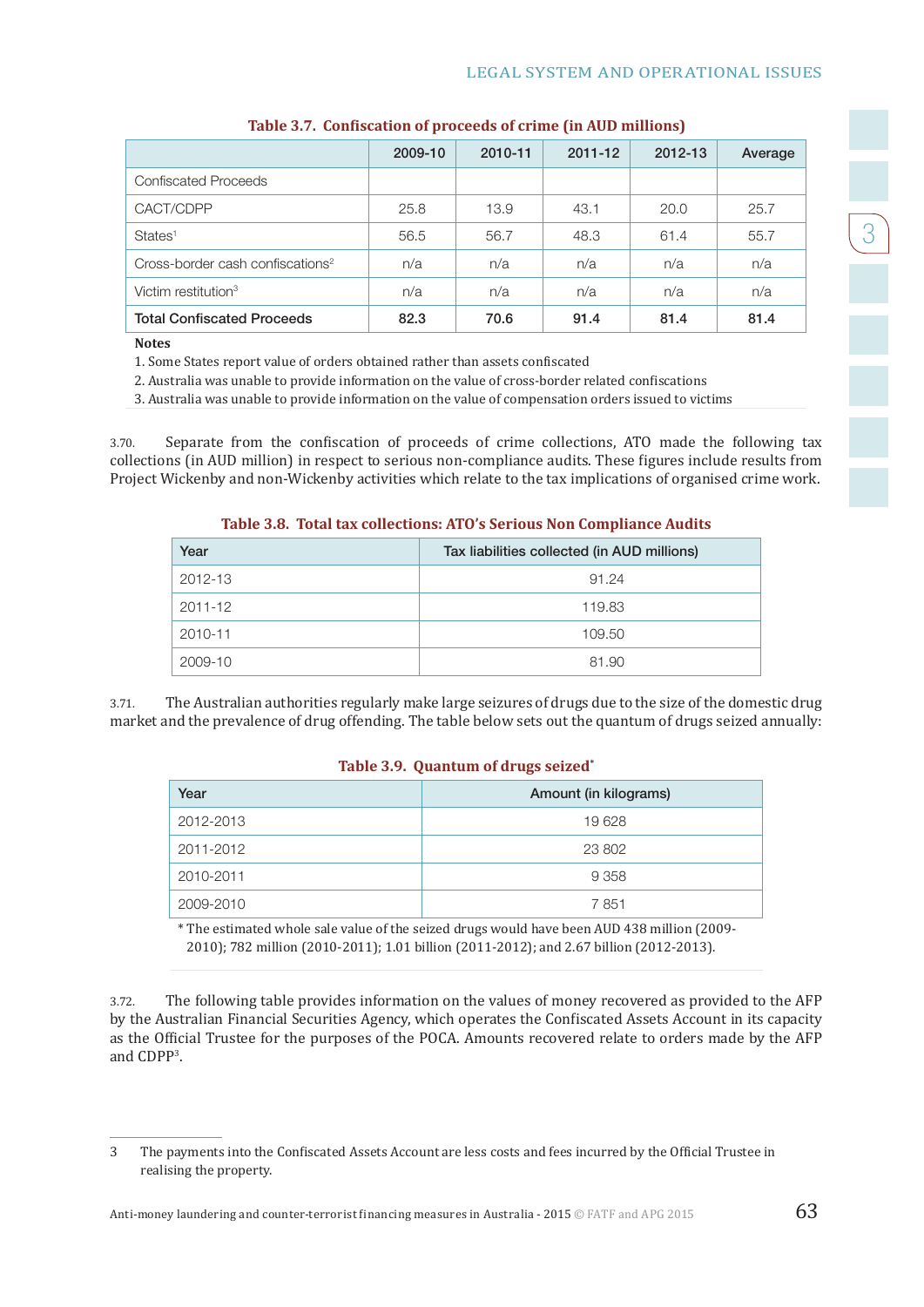**Table 3.7. Confiscation of proceeds of crime (in AUD millions)**

| | 2009-10 | 2010-11 | 2011-12 | 2012-13 | Average |
|---|---|---|---|---|---|
| Confiscated Proceeds | | | | | |
| CACT/CDPP | 25.8 | 13.9 | 43.1 | 20.0 | 25.7 |
| States[1] | 56.5 | 56.7 | 48.3 | 61.4 | 55.7 |
| Cross-border cash confiscations[2] | n/a | n/a | n/a | n/a | n/a |
| Victim restitution[3] | n/a | n/a | n/a | n/a | n/a |
| **Total Confiscated Proceeds** | **82.3** | **70.6** | **91.4** | **81.4** | **81.4** |

**Notes**

1. Some States report value of orders obtained rather than assets confiscated
2. Australia was unable to provide information on the value of cross-border related confiscations
3. Australia was unable to provide information on the value of compensation orders issued to victims

3.70. Separate from the confiscation of proceeds of crime collections, ATO made the following tax collections (in AUD million) in respect to serious non-compliance audits. These figures include results from Project Wickenby and non-Wickenby activities which relate to the tax implications of organised crime work.

**Table 3.8. Total tax collections: ATO's Serious Non Compliance Audits**

| Year | Tax liabilities collected (in AUD millions) |
|---|---|
| 2012-13 | 91.24 |
| 2011-12 | 119.83 |
| 2010-11 | 109.50 |
| 2009-10 | 81.90 |

3.71. The Australian authorities regularly make large seizures of drugs due to the size of the domestic drug market and the prevalence of drug offending. The table below sets out the quantum of drugs seized annually:

**Table 3.9. Quantum of drugs seized***

| Year | Amount (in kilograms) |
|---|---|
| 2012-2013 | 19 628 |
| 2011-2012 | 23 802 |
| 2010-2011 | 9 358 |
| 2009-2010 | 7 851 |

* The estimated whole sale value of the seized drugs would have been AUD 438 million (2009-2010); 782 million (2010-2011); 1.01 billion (2011-2012); and 2.67 billion (2012-2013).

3.72. The following table provides information on the values of money recovered as provided to the AFP by the Australian Financial Securities Agency, which operates the Confiscated Assets Account in its capacity as the Official Trustee for the purposes of the POCA. Amounts recovered relate to orders made by the AFP and CDPP[3].

3 The payments into the Confiscated Assets Account are less costs and fees incurred by the Official Trustee in realising the property.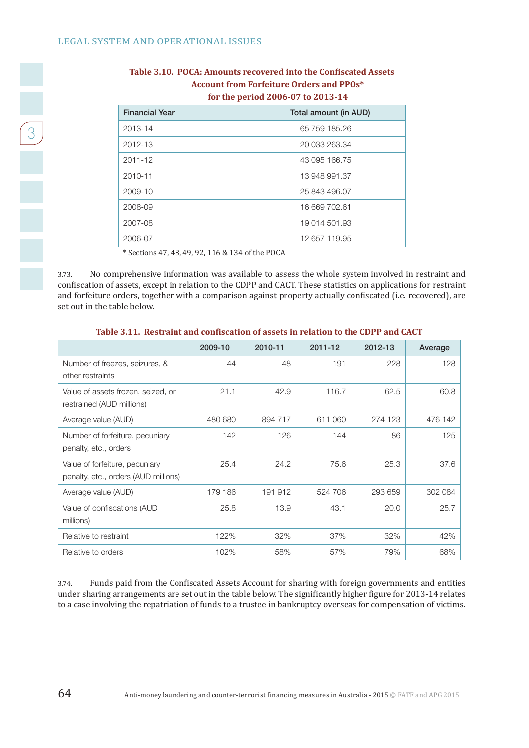**Table 3.10. POCA: Amounts recovered into the Confiscated Assets Account from Forfeiture Orders and PPOs* for the period 2006-07 to 2013-14**

| Financial Year | Total amount (in AUD) |
|---|---|
| 2013-14 | 65 759 185.26 |
| 2012-13 | 20 033 263.34 |
| 2011-12 | 43 095 166.75 |
| 2010-11 | 13 948 991.37 |
| 2009-10 | 25 843 496.07 |
| 2008-09 | 16 669 702.61 |
| 2007-08 | 19 014 501.93 |
| 2006-07 | 12 657 119.95 |

* Sections 47, 48, 49, 92, 116 & 134 of the POCA

3.73. No comprehensive information was available to assess the whole system involved in restraint and confiscation of assets, except in relation to the CDPP and CACT. These statistics on applications for restraint and forfeiture orders, together with a comparison against property actually confiscated (i.e. recovered), are set out in the table below.

**Table 3.11. Restraint and confiscation of assets in relation to the CDPP and CACT**

| | 2009-10 | 2010-11 | 2011-12 | 2012-13 | Average |
|---|---|---|---|---|---|
| Number of freezes, seizures, & other restraints | 44 | 48 | 191 | 228 | 128 |
| Value of assets frozen, seized, or restrained (AUD millions) | 21.1 | 42.9 | 116.7 | 62.5 | 60.8 |
| Average value (AUD) | 480 680 | 894 717 | 611 060 | 274 123 | 476 142 |
| Number of forfeiture, pecuniary penalty, etc., orders | 142 | 126 | 144 | 86 | 125 |
| Value of forfeiture, pecuniary penalty, etc., orders (AUD millions) | 25.4 | 24.2 | 75.6 | 25.3 | 37.6 |
| Average value (AUD) | 179 186 | 191 912 | 524 706 | 293 659 | 302 084 |
| Value of confiscations (AUD millions) | 25.8 | 13.9 | 43.1 | 20.0 | 25.7 |
| Relative to restraint | 122% | 32% | 37% | 32% | 42% |
| Relative to orders | 102% | 58% | 57% | 79% | 68% |

3.74. Funds paid from the Confiscated Assets Account for sharing with foreign governments and entities under sharing arrangements are set out in the table below. The significantly higher figure for 2013-14 relates to a case involving the repatriation of funds to a trustee in bankruptcy overseas for compensation of victims.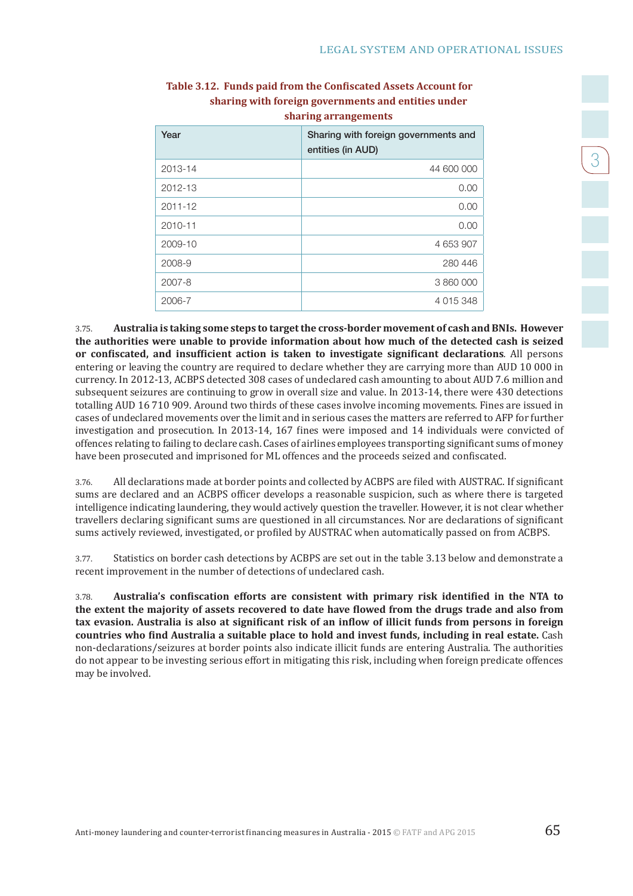**Table 3.12. Funds paid from the Confiscated Assets Account for sharing with foreign governments and entities under sharing arrangements**

| Year | Sharing with foreign governments and entities (in AUD) |
|---|---|
| 2013-14 | 44 600 000 |
| 2012-13 | 0.00 |
| 2011-12 | 0.00 |
| 2010-11 | 0.00 |
| 2009-10 | 4 653 907 |
| 2008-9 | 280 446 |
| 2007-8 | 3 860 000 |
| 2006-7 | 4 015 348 |

3.75. **Australia is taking some steps to target the cross-border movement of cash and BNIs. However the authorities were unable to provide information about how much of the detected cash is seized or confiscated, and insufficient action is taken to investigate significant declarations**. All persons entering or leaving the country are required to declare whether they are carrying more than AUD 10 000 in currency. In 2012-13, ACBPS detected 308 cases of undeclared cash amounting to about AUD 7.6 million and subsequent seizures are continuing to grow in overall size and value. In 2013-14, there were 430 detections totalling AUD 16 710 909. Around two thirds of these cases involve incoming movements. Fines are issued in cases of undeclared movements over the limit and in serious cases the matters are referred to AFP for further investigation and prosecution. In 2013-14, 167 fines were imposed and 14 individuals were convicted of offences relating to failing to declare cash. Cases of airlines employees transporting significant sums of money have been prosecuted and imprisoned for ML offences and the proceeds seized and confiscated.

3.76. All declarations made at border points and collected by ACBPS are filed with AUSTRAC. If significant sums are declared and an ACBPS officer develops a reasonable suspicion, such as where there is targeted intelligence indicating laundering, they would actively question the traveller. However, it is not clear whether travellers declaring significant sums are questioned in all circumstances. Nor are declarations of significant sums actively reviewed, investigated, or profiled by AUSTRAC when automatically passed on from ACBPS.

3.77. Statistics on border cash detections by ACBPS are set out in the table 3.13 below and demonstrate a recent improvement in the number of detections of undeclared cash.

3.78. **Australia's confiscation efforts are consistent with primary risk identified in the NTA to the extent the majority of assets recovered to date have flowed from the drugs trade and also from tax evasion. Australia is also at significant risk of an inflow of illicit funds from persons in foreign countries who find Australia a suitable place to hold and invest funds, including in real estate.** Cash non-declarations/seizures at border points also indicate illicit funds are entering Australia. The authorities do not appear to be investing serious effort in mitigating this risk, including when foreign predicate offences may be involved.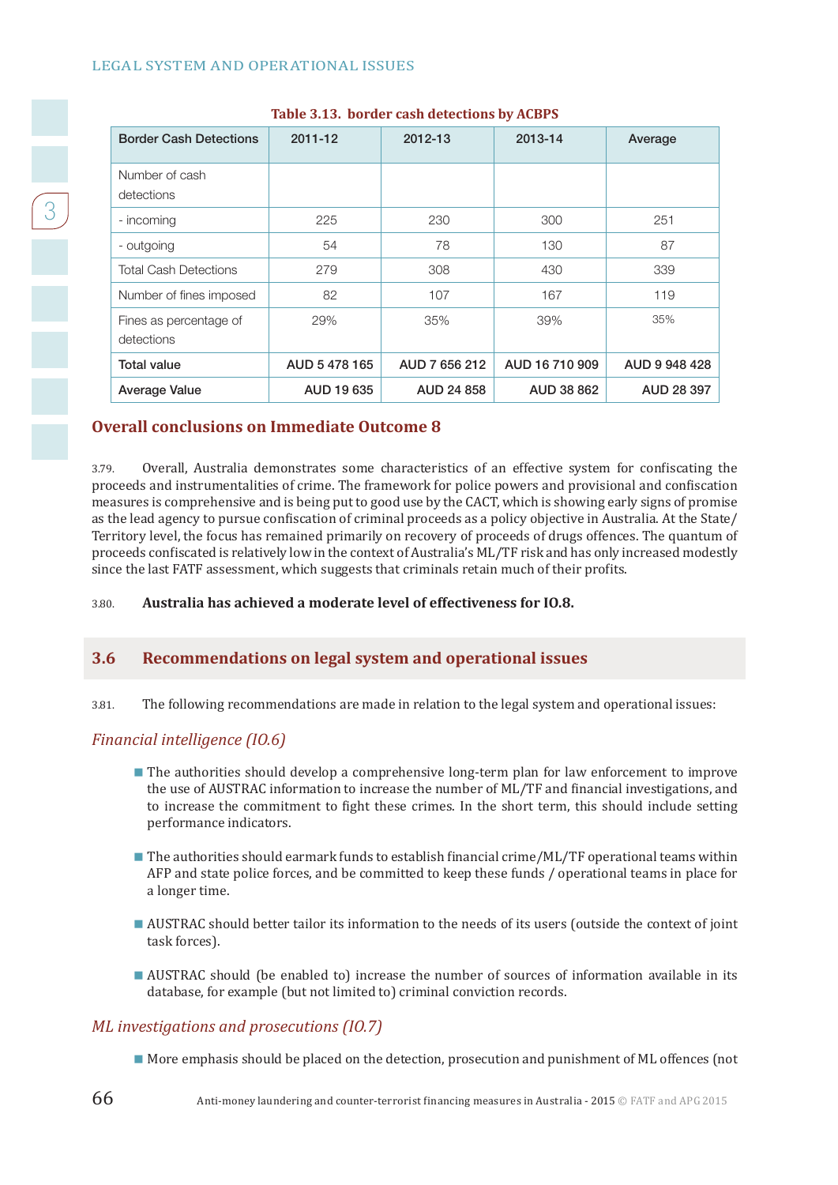**Table 3.13. border cash detections by ACBPS**

| Border Cash Detections | 2011-12 | 2012-13 | 2013-14 | Average |
|---|---|---|---|---|
| Number of cash detections | | | | |
| - incoming | 225 | 230 | 300 | 251 |
| - outgoing | 54 | 78 | 130 | 87 |
| Total Cash Detections | 279 | 308 | 430 | 339 |
| Number of fines imposed | 82 | 107 | 167 | 119 |
| Fines as percentage of detections | 29% | 35% | 39% | 35% |
| **Total value** | **AUD 5 478 165** | **AUD 7 656 212** | **AUD 16 710 909** | **AUD 9 948 428** |
| **Average Value** | **AUD 19 635** | **AUD 24 858** | **AUD 38 862** | **AUD 28 397** |

### Overall conclusions on Immediate Outcome 8

3.79. Overall, Australia demonstrates some characteristics of an effective system for confiscating the proceeds and instrumentalities of crime. The framework for police powers and provisional and confiscation measures is comprehensive and is being put to good use by the CACT, which is showing early signs of promise as the lead agency to pursue confiscation of criminal proceeds as a policy objective in Australia. At the State/Territory level, the focus has remained primarily on recovery of proceeds of drugs offences. The quantum of proceeds confiscated is relatively low in the context of Australia's ML/TF risk and has only increased modestly since the last FATF assessment, which suggests that criminals retain much of their profits.

3.80. **Australia has achieved a moderate level of effectiveness for IO.8.**

## 3.6 Recommendations on legal system and operational issues

3.81. The following recommendations are made in relation to the legal system and operational issues:

*Financial intelligence (IO.6)*

- The authorities should develop a comprehensive long-term plan for law enforcement to improve the use of AUSTRAC information to increase the number of ML/TF and financial investigations, and to increase the commitment to fight these crimes. In the short term, this should include setting performance indicators.
- The authorities should earmark funds to establish financial crime/ML/TF operational teams within AFP and state police forces, and be committed to keep these funds / operational teams in place for a longer time.
- AUSTRAC should better tailor its information to the needs of its users (outside the context of joint task forces).
- AUSTRAC should (be enabled to) increase the number of sources of information available in its database, for example (but not limited to) criminal conviction records.

*ML investigations and prosecutions (IO.7)*

- More emphasis should be placed on the detection, prosecution and punishment of ML offences (not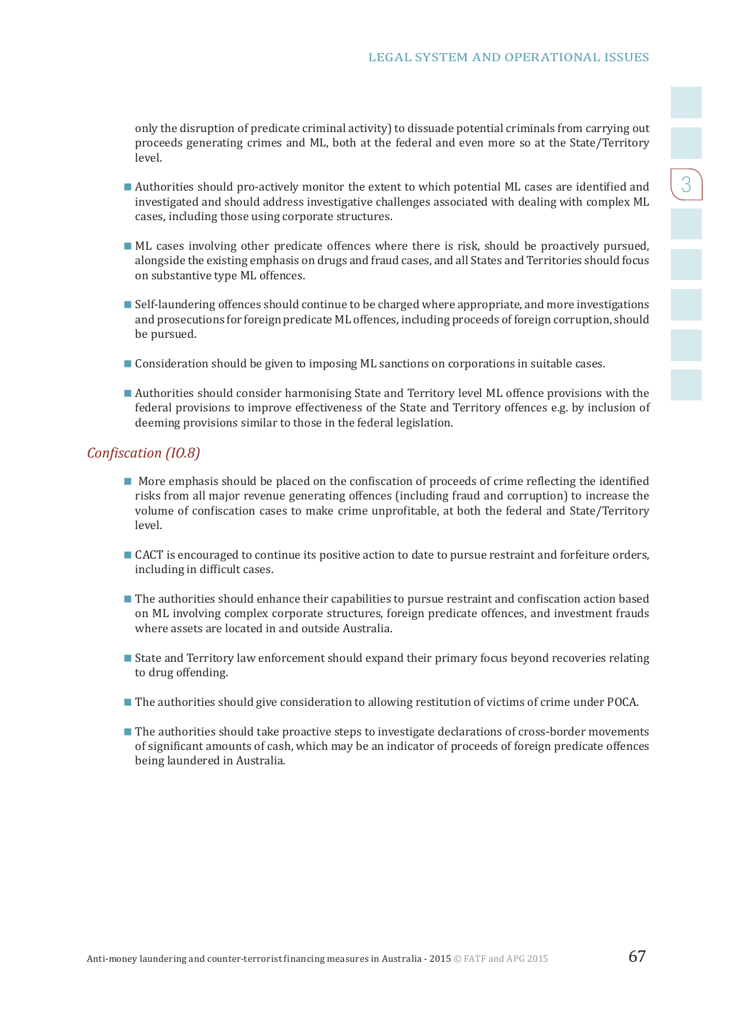only the disruption of predicate criminal activity) to dissuade potential criminals from carrying out proceeds generating crimes and ML, both at the federal and even more so at the State/Territory level.

- Authorities should pro-actively monitor the extent to which potential ML cases are identified and investigated and should address investigative challenges associated with dealing with complex ML cases, including those using corporate structures.
- ML cases involving other predicate offences where there is risk, should be proactively pursued, alongside the existing emphasis on drugs and fraud cases, and all States and Territories should focus on substantive type ML offences.
- Self-laundering offences should continue to be charged where appropriate, and more investigations and prosecutions for foreign predicate ML offences, including proceeds of foreign corruption, should be pursued.
- Consideration should be given to imposing ML sanctions on corporations in suitable cases.
- Authorities should consider harmonising State and Territory level ML offence provisions with the federal provisions to improve effectiveness of the State and Territory offences e.g. by inclusion of deeming provisions similar to those in the federal legislation.

### *Confiscation (IO.8)*

- More emphasis should be placed on the confiscation of proceeds of crime reflecting the identified risks from all major revenue generating offences (including fraud and corruption) to increase the volume of confiscation cases to make crime unprofitable, at both the federal and State/Territory level.
- CACT is encouraged to continue its positive action to date to pursue restraint and forfeiture orders, including in difficult cases.
- The authorities should enhance their capabilities to pursue restraint and confiscation action based on ML involving complex corporate structures, foreign predicate offences, and investment frauds where assets are located in and outside Australia.
- State and Territory law enforcement should expand their primary focus beyond recoveries relating to drug offending.
- The authorities should give consideration to allowing restitution of victims of crime under POCA.
- The authorities should take proactive steps to investigate declarations of cross-border movements of significant amounts of cash, which may be an indicator of proceeds of foreign predicate offences being laundered in Australia.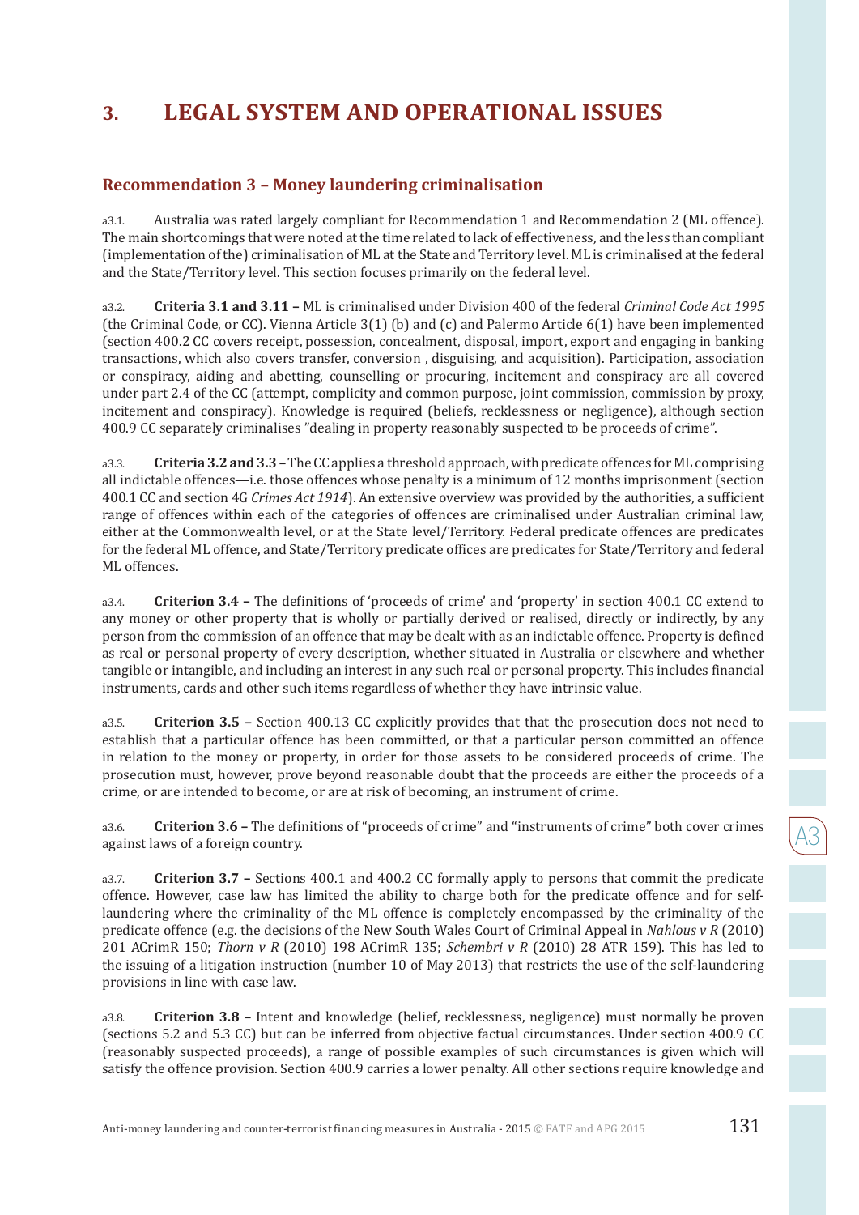# 3. LEGAL SYSTEM AND OPERATIONAL ISSUES

## Recommendation 3 – Money laundering criminalisation

a3.1. Australia was rated largely compliant for Recommendation 1 and Recommendation 2 (ML offence). The main shortcomings that were noted at the time related to lack of effectiveness, and the less than compliant (implementation of the) criminalisation of ML at the State and Territory level. ML is criminalised at the federal and the State/Territory level. This section focuses primarily on the federal level.

a3.2. **Criteria 3.1 and 3.11 –** ML is criminalised under Division 400 of the federal *Criminal Code Act 1995* (the Criminal Code, or CC). Vienna Article 3(1) (b) and (c) and Palermo Article 6(1) have been implemented (section 400.2 CC covers receipt, possession, concealment, disposal, import, export and engaging in banking transactions, which also covers transfer, conversion , disguising, and acquisition). Participation, association or conspiracy, aiding and abetting, counselling or procuring, incitement and conspiracy are all covered under part 2.4 of the CC (attempt, complicity and common purpose, joint commission, commission by proxy, incitement and conspiracy). Knowledge is required (beliefs, recklessness or negligence), although section 400.9 CC separately criminalises "dealing in property reasonably suspected to be proceeds of crime".

a3.3. **Criteria 3.2 and 3.3 –** The CC applies a threshold approach, with predicate offences for ML comprising all indictable offences—i.e. those offences whose penalty is a minimum of 12 months imprisonment (section 400.1 CC and section 4G *Crimes Act 1914*). An extensive overview was provided by the authorities, a sufficient range of offences within each of the categories of offences are criminalised under Australian criminal law, either at the Commonwealth level, or at the State level/Territory. Federal predicate offences are predicates for the federal ML offence, and State/Territory predicate offices are predicates for State/Territory and federal ML offences.

a3.4. **Criterion 3.4 –** The definitions of 'proceeds of crime' and 'property' in section 400.1 CC extend to any money or other property that is wholly or partially derived or realised, directly or indirectly, by any person from the commission of an offence that may be dealt with as an indictable offence. Property is defined as real or personal property of every description, whether situated in Australia or elsewhere and whether tangible or intangible, and including an interest in any such real or personal property. This includes financial instruments, cards and other such items regardless of whether they have intrinsic value.

a3.5. **Criterion 3.5 –** Section 400.13 CC explicitly provides that that the prosecution does not need to establish that a particular offence has been committed, or that a particular person committed an offence in relation to the money or property, in order for those assets to be considered proceeds of crime. The prosecution must, however, prove beyond reasonable doubt that the proceeds are either the proceeds of a crime, or are intended to become, or are at risk of becoming, an instrument of crime.

a3.6. **Criterion 3.6 –** The definitions of "proceeds of crime" and "instruments of crime" both cover crimes against laws of a foreign country.

a3.7. **Criterion 3.7 –** Sections 400.1 and 400.2 CC formally apply to persons that commit the predicate offence. However, case law has limited the ability to charge both for the predicate offence and for self-laundering where the criminality of the ML offence is completely encompassed by the criminality of the predicate offence (e.g. the decisions of the New South Wales Court of Criminal Appeal in *Nahlous v R* (2010) 201 ACrimR 150; *Thorn v R* (2010) 198 ACrimR 135; *Schembri v R* (2010) 28 ATR 159). This has led to the issuing of a litigation instruction (number 10 of May 2013) that restricts the use of the self-laundering provisions in line with case law.

a3.8. **Criterion 3.8 –** Intent and knowledge (belief, recklessness, negligence) must normally be proven (sections 5.2 and 5.3 CC) but can be inferred from objective factual circumstances. Under section 400.9 CC (reasonably suspected proceeds), a range of possible examples of such circumstances is given which will satisfy the offence provision. Section 400.9 carries a lower penalty. All other sections require knowledge and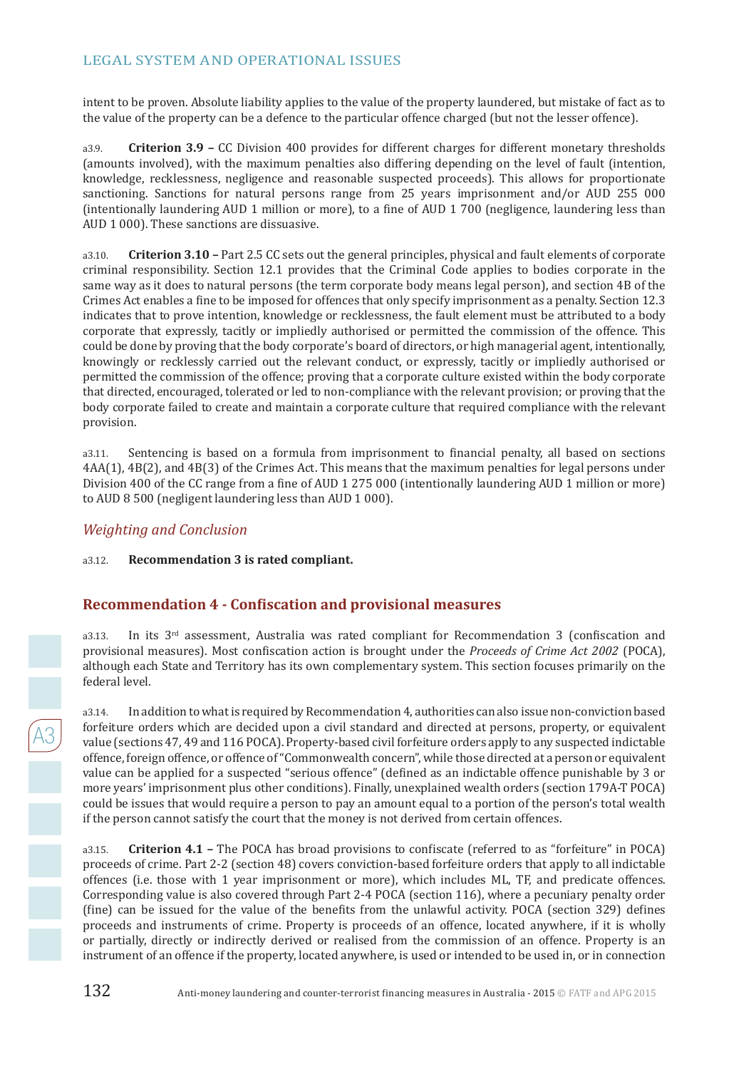intent to be proven. Absolute liability applies to the value of the property laundered, but mistake of fact as to the value of the property can be a defence to the particular offence charged (but not the lesser offence).

a3.9. **Criterion 3.9 –** CC Division 400 provides for different charges for different monetary thresholds (amounts involved), with the maximum penalties also differing depending on the level of fault (intention, knowledge, recklessness, negligence and reasonable suspected proceeds). This allows for proportionate sanctioning. Sanctions for natural persons range from 25 years imprisonment and/or AUD 255 000 (intentionally laundering AUD 1 million or more), to a fine of AUD 1 700 (negligence, laundering less than AUD 1 000). These sanctions are dissuasive.

a3.10. **Criterion 3.10 –** Part 2.5 CC sets out the general principles, physical and fault elements of corporate criminal responsibility. Section 12.1 provides that the Criminal Code applies to bodies corporate in the same way as it does to natural persons (the term corporate body means legal person), and section 4B of the Crimes Act enables a fine to be imposed for offences that only specify imprisonment as a penalty. Section 12.3 indicates that to prove intention, knowledge or recklessness, the fault element must be attributed to a body corporate that expressly, tacitly or impliedly authorised or permitted the commission of the offence. This could be done by proving that the body corporate's board of directors, or high managerial agent, intentionally, knowingly or recklessly carried out the relevant conduct, or expressly, tacitly or impliedly authorised or permitted the commission of the offence; proving that a corporate culture existed within the body corporate that directed, encouraged, tolerated or led to non-compliance with the relevant provision; or proving that the body corporate failed to create and maintain a corporate culture that required compliance with the relevant provision.

a3.11. Sentencing is based on a formula from imprisonment to financial penalty, all based on sections 4AA(1), 4B(2), and 4B(3) of the Crimes Act. This means that the maximum penalties for legal persons under Division 400 of the CC range from a fine of AUD 1 275 000 (intentionally laundering AUD 1 million or more) to AUD 8 500 (negligent laundering less than AUD 1 000).

### *Weighting and Conclusion*

a3.12. **Recommendation 3 is rated compliant.**

## Recommendation 4 - Confiscation and provisional measures

a3.13. In its 3rd assessment, Australia was rated compliant for Recommendation 3 (confiscation and provisional measures). Most confiscation action is brought under the *Proceeds of Crime Act 2002* (POCA), although each State and Territory has its own complementary system. This section focuses primarily on the federal level.

a3.14. In addition to what is required by Recommendation 4, authorities can also issue non-conviction based forfeiture orders which are decided upon a civil standard and directed at persons, property, or equivalent value (sections 47, 49 and 116 POCA). Property-based civil forfeiture orders apply to any suspected indictable offence, foreign offence, or offence of "Commonwealth concern", while those directed at a person or equivalent value can be applied for a suspected "serious offence" (defined as an indictable offence punishable by 3 or more years' imprisonment plus other conditions). Finally, unexplained wealth orders (section 179A-T POCA) could be issues that would require a person to pay an amount equal to a portion of the person's total wealth if the person cannot satisfy the court that the money is not derived from certain offences.

a3.15. **Criterion 4.1 –** The POCA has broad provisions to confiscate (referred to as "forfeiture" in POCA) proceeds of crime. Part 2-2 (section 48) covers conviction-based forfeiture orders that apply to all indictable offences (i.e. those with 1 year imprisonment or more), which includes ML, TF, and predicate offences. Corresponding value is also covered through Part 2-4 POCA (section 116), where a pecuniary penalty order (fine) can be issued for the value of the benefits from the unlawful activity. POCA (section 329) defines proceeds and instruments of crime. Property is proceeds of an offence, located anywhere, if it is wholly or partially, directly or indirectly derived or realised from the commission of an offence. Property is an instrument of an offence if the property, located anywhere, is used or intended to be used in, or in connection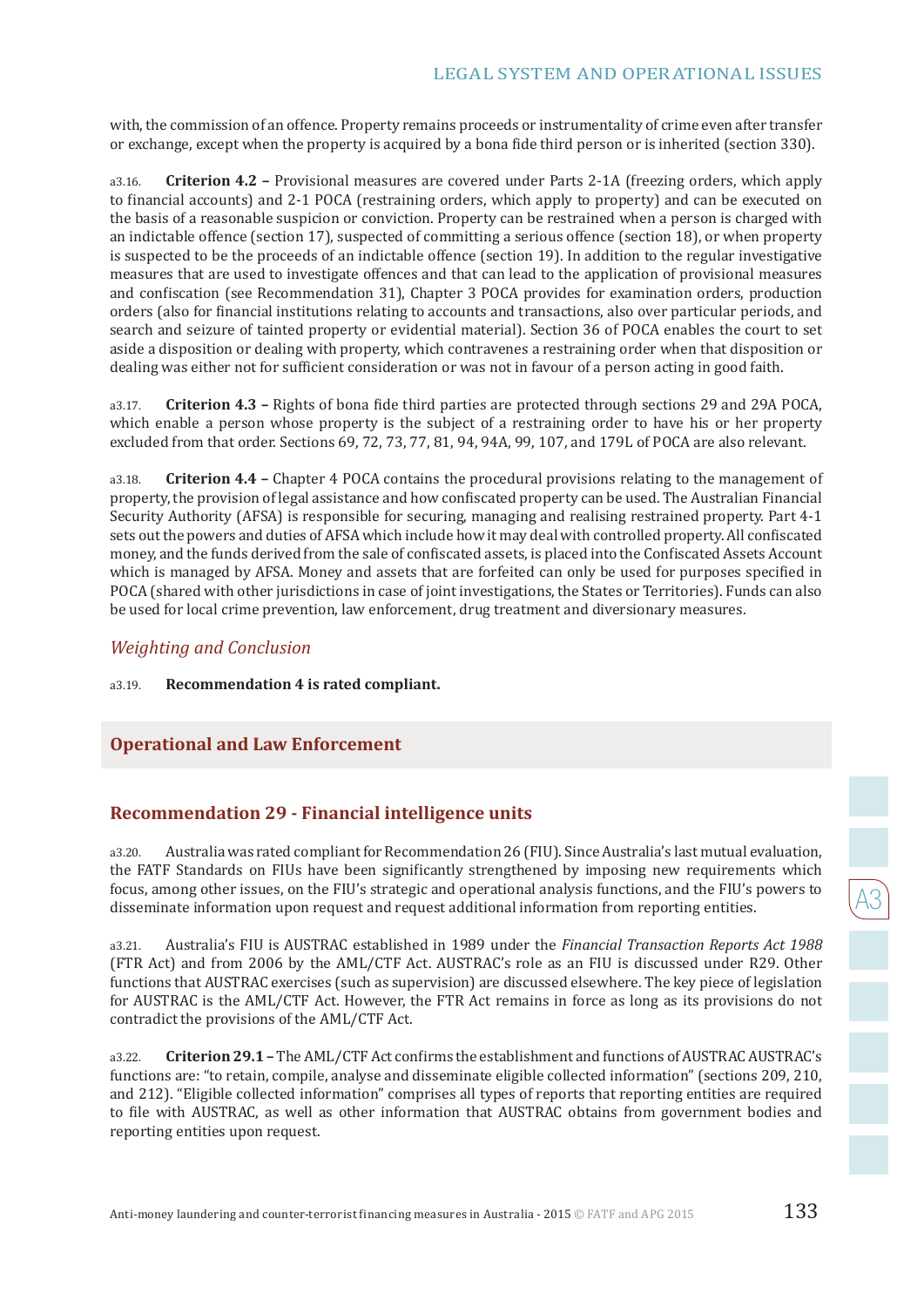with, the commission of an offence. Property remains proceeds or instrumentality of crime even after transfer or exchange, except when the property is acquired by a bona fide third person or is inherited (section 330).

a3.16. **Criterion 4.2 –** Provisional measures are covered under Parts 2-1A (freezing orders, which apply to financial accounts) and 2-1 POCA (restraining orders, which apply to property) and can be executed on the basis of a reasonable suspicion or conviction. Property can be restrained when a person is charged with an indictable offence (section 17), suspected of committing a serious offence (section 18), or when property is suspected to be the proceeds of an indictable offence (section 19). In addition to the regular investigative measures that are used to investigate offences and that can lead to the application of provisional measures and confiscation (see Recommendation 31), Chapter 3 POCA provides for examination orders, production orders (also for financial institutions relating to accounts and transactions, also over particular periods, and search and seizure of tainted property or evidential material). Section 36 of POCA enables the court to set aside a disposition or dealing with property, which contravenes a restraining order when that disposition or dealing was either not for sufficient consideration or was not in favour of a person acting in good faith.

a3.17. **Criterion 4.3 –** Rights of bona fide third parties are protected through sections 29 and 29A POCA, which enable a person whose property is the subject of a restraining order to have his or her property excluded from that order. Sections 69, 72, 73, 77, 81, 94, 94A, 99, 107, and 179L of POCA are also relevant.

a3.18. **Criterion 4.4 –** Chapter 4 POCA contains the procedural provisions relating to the management of property, the provision of legal assistance and how confiscated property can be used. The Australian Financial Security Authority (AFSA) is responsible for securing, managing and realising restrained property. Part 4-1 sets out the powers and duties of AFSA which include how it may deal with controlled property. All confiscated money, and the funds derived from the sale of confiscated assets, is placed into the Confiscated Assets Account which is managed by AFSA. Money and assets that are forfeited can only be used for purposes specified in POCA (shared with other jurisdictions in case of joint investigations, the States or Territories). Funds can also be used for local crime prevention, law enforcement, drug treatment and diversionary measures.

### *Weighting and Conclusion*

a3.19. **Recommendation 4 is rated compliant.**

## Operational and Law Enforcement

### Recommendation 29 - Financial intelligence units

a3.20. Australia was rated compliant for Recommendation 26 (FIU). Since Australia's last mutual evaluation, the FATF Standards on FIUs have been significantly strengthened by imposing new requirements which focus, among other issues, on the FIU's strategic and operational analysis functions, and the FIU's powers to disseminate information upon request and request additional information from reporting entities.

a3.21. Australia's FIU is AUSTRAC established in 1989 under the *Financial Transaction Reports Act 1988* (FTR Act) and from 2006 by the AML/CTF Act. AUSTRAC's role as an FIU is discussed under R29. Other functions that AUSTRAC exercises (such as supervision) are discussed elsewhere. The key piece of legislation for AUSTRAC is the AML/CTF Act. However, the FTR Act remains in force as long as its provisions do not contradict the provisions of the AML/CTF Act.

a3.22. **Criterion 29.1 –** The AML/CTF Act confirms the establishment and functions of AUSTRAC AUSTRAC's functions are: "to retain, compile, analyse and disseminate eligible collected information" (sections 209, 210, and 212). "Eligible collected information" comprises all types of reports that reporting entities are required to file with AUSTRAC, as well as other information that AUSTRAC obtains from government bodies and reporting entities upon request.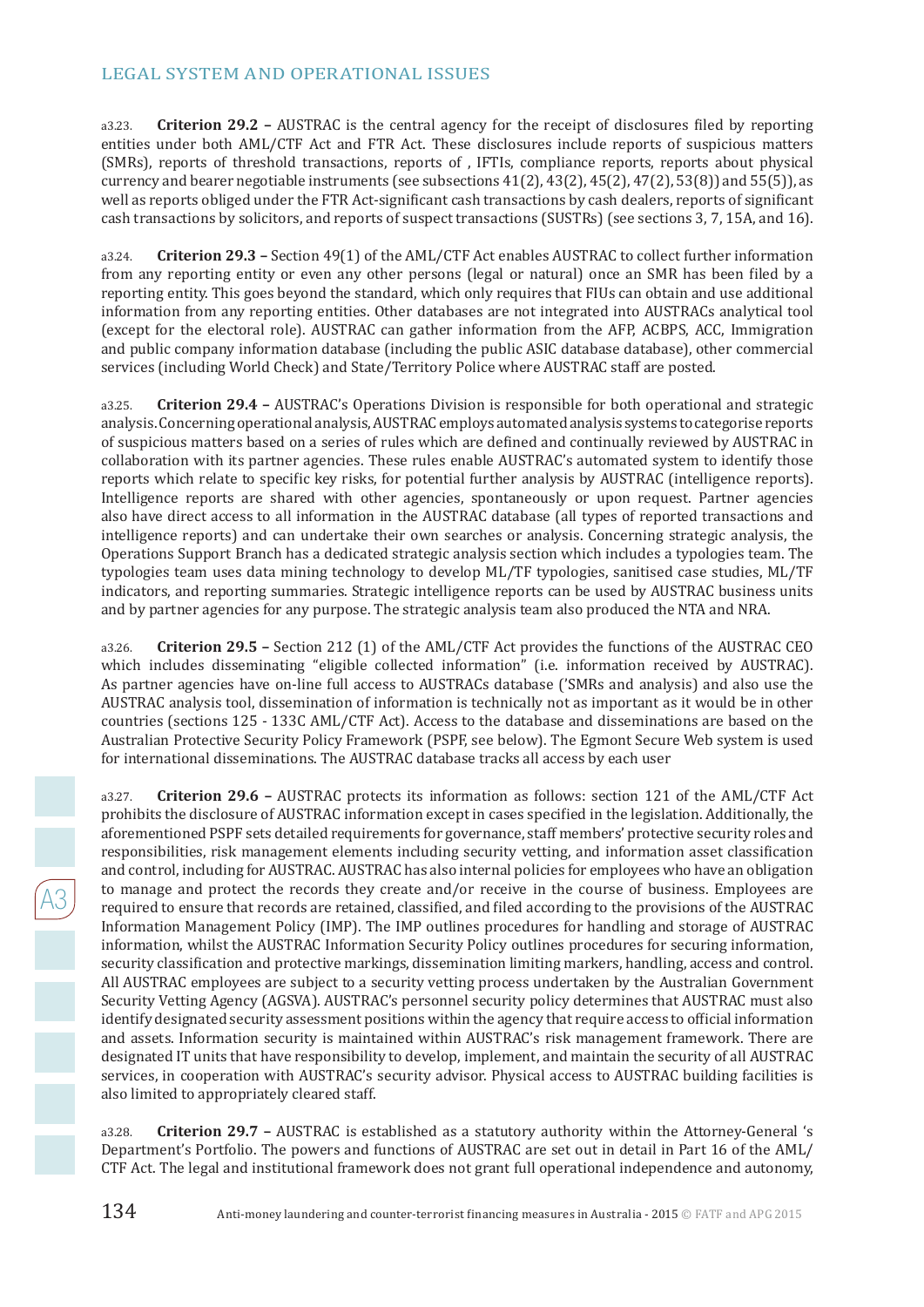a3.23. **Criterion 29.2 –** AUSTRAC is the central agency for the receipt of disclosures filed by reporting entities under both AML/CTF Act and FTR Act. These disclosures include reports of suspicious matters (SMRs), reports of threshold transactions, reports of , IFTIs, compliance reports, reports about physical currency and bearer negotiable instruments (see subsections 41(2), 43(2), 45(2), 47(2), 53(8)) and 55(5)), as well as reports obliged under the FTR Act-significant cash transactions by cash dealers, reports of significant cash transactions by solicitors, and reports of suspect transactions (SUSTRs) (see sections 3, 7, 15A, and 16).

a3.24. **Criterion 29.3 –** Section 49(1) of the AML/CTF Act enables AUSTRAC to collect further information from any reporting entity or even any other persons (legal or natural) once an SMR has been filed by a reporting entity. This goes beyond the standard, which only requires that FIUs can obtain and use additional information from any reporting entities. Other databases are not integrated into AUSTRACs analytical tool (except for the electoral role). AUSTRAC can gather information from the AFP, ACBPS, ACC, Immigration and public company information database (including the public ASIC database database), other commercial services (including World Check) and State/Territory Police where AUSTRAC staff are posted.

a3.25. **Criterion 29.4 –** AUSTRAC's Operations Division is responsible for both operational and strategic analysis. Concerning operational analysis, AUSTRAC employs automated analysis systems to categorise reports of suspicious matters based on a series of rules which are defined and continually reviewed by AUSTRAC in collaboration with its partner agencies. These rules enable AUSTRAC's automated system to identify those reports which relate to specific key risks, for potential further analysis by AUSTRAC (intelligence reports). Intelligence reports are shared with other agencies, spontaneously or upon request. Partner agencies also have direct access to all information in the AUSTRAC database (all types of reported transactions and intelligence reports) and can undertake their own searches or analysis. Concerning strategic analysis, the Operations Support Branch has a dedicated strategic analysis section which includes a typologies team. The typologies team uses data mining technology to develop ML/TF typologies, sanitised case studies, ML/TF indicators, and reporting summaries. Strategic intelligence reports can be used by AUSTRAC business units and by partner agencies for any purpose. The strategic analysis team also produced the NTA and NRA.

a3.26. **Criterion 29.5 –** Section 212 (1) of the AML/CTF Act provides the functions of the AUSTRAC CEO which includes disseminating "eligible collected information" (i.e. information received by AUSTRAC). As partner agencies have on-line full access to AUSTRACs database ('SMRs and analysis) and also use the AUSTRAC analysis tool, dissemination of information is technically not as important as it would be in other countries (sections 125 - 133C AML/CTF Act). Access to the database and disseminations are based on the Australian Protective Security Policy Framework (PSPF, see below). The Egmont Secure Web system is used for international disseminations. The AUSTRAC database tracks all access by each user

a3.27. **Criterion 29.6 –** AUSTRAC protects its information as follows: section 121 of the AML/CTF Act prohibits the disclosure of AUSTRAC information except in cases specified in the legislation. Additionally, the aforementioned PSPF sets detailed requirements for governance, staff members' protective security roles and responsibilities, risk management elements including security vetting, and information asset classification and control, including for AUSTRAC. AUSTRAC has also internal policies for employees who have an obligation to manage and protect the records they create and/or receive in the course of business. Employees are required to ensure that records are retained, classified, and filed according to the provisions of the AUSTRAC Information Management Policy (IMP). The IMP outlines procedures for handling and storage of AUSTRAC information, whilst the AUSTRAC Information Security Policy outlines procedures for securing information, security classification and protective markings, dissemination limiting markers, handling, access and control. All AUSTRAC employees are subject to a security vetting process undertaken by the Australian Government Security Vetting Agency (AGSVA). AUSTRAC's personnel security policy determines that AUSTRAC must also identify designated security assessment positions within the agency that require access to official information and assets. Information security is maintained within AUSTRAC's risk management framework. There are designated IT units that have responsibility to develop, implement, and maintain the security of all AUSTRAC services, in cooperation with AUSTRAC's security advisor. Physical access to AUSTRAC building facilities is also limited to appropriately cleared staff.

a3.28. **Criterion 29.7 –** AUSTRAC is established as a statutory authority within the Attorney-General 's Department's Portfolio. The powers and functions of AUSTRAC are set out in detail in Part 16 of the AML/CTF Act. The legal and institutional framework does not grant full operational independence and autonomy,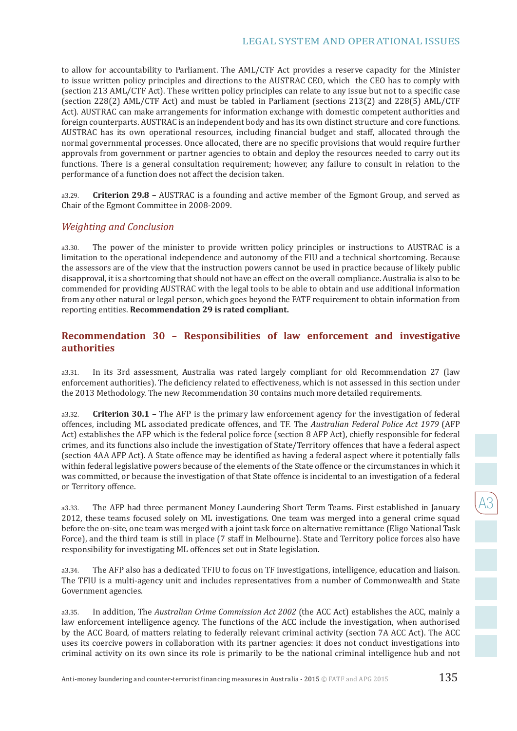to allow for accountability to Parliament. The AML/CTF Act provides a reserve capacity for the Minister to issue written policy principles and directions to the AUSTRAC CEO, which the CEO has to comply with (section 213 AML/CTF Act). These written policy principles can relate to any issue but not to a specific case (section 228(2) AML/CTF Act) and must be tabled in Parliament (sections 213(2) and 228(5) AML/CTF Act). AUSTRAC can make arrangements for information exchange with domestic competent authorities and foreign counterparts. AUSTRAC is an independent body and has its own distinct structure and core functions. AUSTRAC has its own operational resources, including financial budget and staff, allocated through the normal governmental processes. Once allocated, there are no specific provisions that would require further approvals from government or partner agencies to obtain and deploy the resources needed to carry out its functions. There is a general consultation requirement; however, any failure to consult in relation to the performance of a function does not affect the decision taken.

a3.29. **Criterion 29.8 –** AUSTRAC is a founding and active member of the Egmont Group, and served as Chair of the Egmont Committee in 2008-2009.

### *Weighting and Conclusion*

a3.30. The power of the minister to provide written policy principles or instructions to AUSTRAC is a limitation to the operational independence and autonomy of the FIU and a technical shortcoming. Because the assessors are of the view that the instruction powers cannot be used in practice because of likely public disapproval, it is a shortcoming that should not have an effect on the overall compliance. Australia is also to be commended for providing AUSTRAC with the legal tools to be able to obtain and use additional information from any other natural or legal person, which goes beyond the FATF requirement to obtain information from reporting entities. **Recommendation 29 is rated compliant.**

## Recommendation 30 – Responsibilities of law enforcement and investigative authorities

a3.31. In its 3rd assessment, Australia was rated largely compliant for old Recommendation 27 (law enforcement authorities). The deficiency related to effectiveness, which is not assessed in this section under the 2013 Methodology. The new Recommendation 30 contains much more detailed requirements.

a3.32. **Criterion 30.1 –** The AFP is the primary law enforcement agency for the investigation of federal offences, including ML associated predicate offences, and TF. The *Australian Federal Police Act 1979* (AFP Act) establishes the AFP which is the federal police force (section 8 AFP Act), chiefly responsible for federal crimes, and its functions also include the investigation of State/Territory offences that have a federal aspect (section 4AA AFP Act). A State offence may be identified as having a federal aspect where it potentially falls within federal legislative powers because of the elements of the State offence or the circumstances in which it was committed, or because the investigation of that State offence is incidental to an investigation of a federal or Territory offence.

a3.33. The AFP had three permanent Money Laundering Short Term Teams. First established in January 2012, these teams focused solely on ML investigations. One team was merged into a general crime squad before the on-site, one team was merged with a joint task force on alternative remittance (Eligo National Task Force), and the third team is still in place (7 staff in Melbourne). State and Territory police forces also have responsibility for investigating ML offences set out in State legislation.

a3.34. The AFP also has a dedicated TFIU to focus on TF investigations, intelligence, education and liaison. The TFIU is a multi-agency unit and includes representatives from a number of Commonwealth and State Government agencies.

a3.35. In addition, The *Australian Crime Commission Act 2002* (the ACC Act) establishes the ACC, mainly a law enforcement intelligence agency. The functions of the ACC include the investigation, when authorised by the ACC Board, of matters relating to federally relevant criminal activity (section 7A ACC Act). The ACC uses its coercive powers in collaboration with its partner agencies: it does not conduct investigations into criminal activity on its own since its role is primarily to be the national criminal intelligence hub and not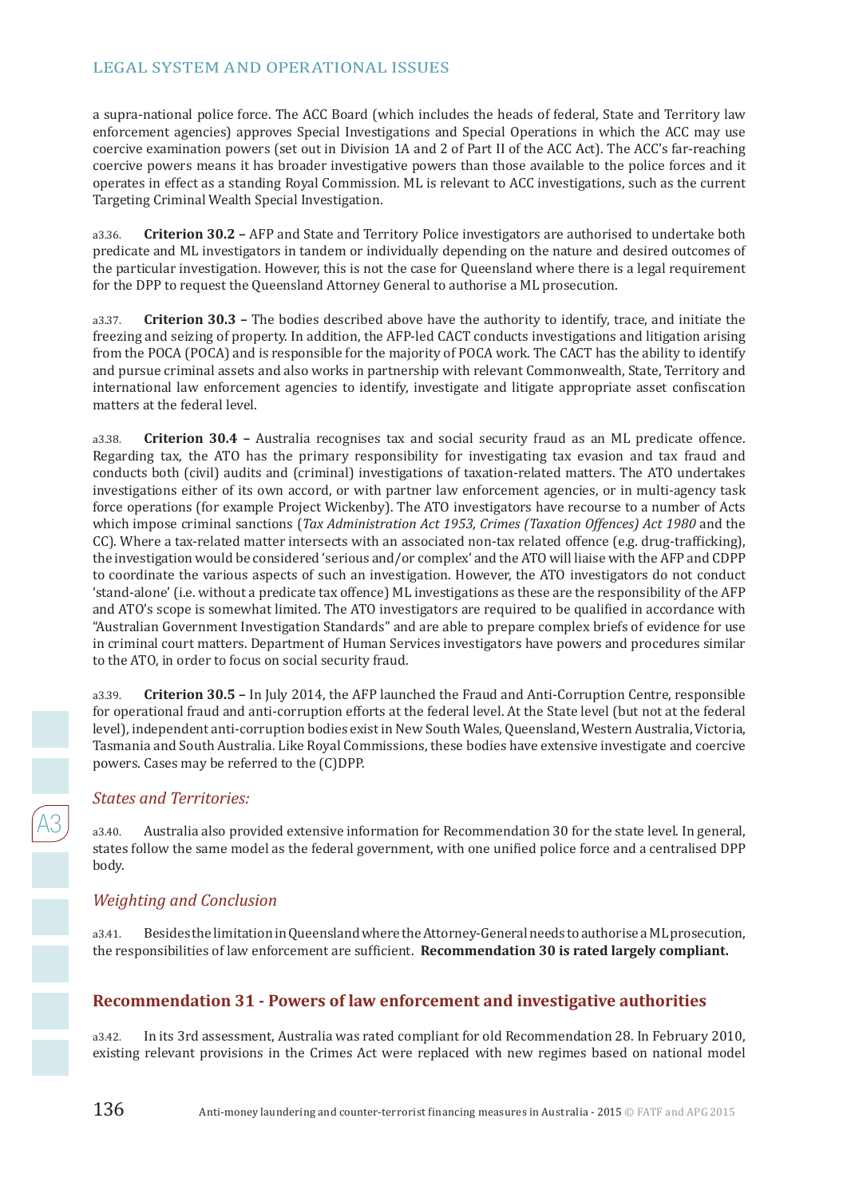a supra-national police force. The ACC Board (which includes the heads of federal, State and Territory law enforcement agencies) approves Special Investigations and Special Operations in which the ACC may use coercive examination powers (set out in Division 1A and 2 of Part II of the ACC Act). The ACC's far-reaching coercive powers means it has broader investigative powers than those available to the police forces and it operates in effect as a standing Royal Commission. ML is relevant to ACC investigations, such as the current Targeting Criminal Wealth Special Investigation.

a3.36. **Criterion 30.2 –** AFP and State and Territory Police investigators are authorised to undertake both predicate and ML investigators in tandem or individually depending on the nature and desired outcomes of the particular investigation. However, this is not the case for Queensland where there is a legal requirement for the DPP to request the Queensland Attorney General to authorise a ML prosecution.

a3.37. **Criterion 30.3 –** The bodies described above have the authority to identify, trace, and initiate the freezing and seizing of property. In addition, the AFP-led CACT conducts investigations and litigation arising from the POCA (POCA) and is responsible for the majority of POCA work. The CACT has the ability to identify and pursue criminal assets and also works in partnership with relevant Commonwealth, State, Territory and international law enforcement agencies to identify, investigate and litigate appropriate asset confiscation matters at the federal level.

a3.38. **Criterion 30.4 –** Australia recognises tax and social security fraud as an ML predicate offence. Regarding tax, the ATO has the primary responsibility for investigating tax evasion and tax fraud and conducts both (civil) audits and (criminal) investigations of taxation-related matters. The ATO undertakes investigations either of its own accord, or with partner law enforcement agencies, or in multi-agency task force operations (for example Project Wickenby). The ATO investigators have recourse to a number of Acts which impose criminal sanctions (*Tax Administration Act 1953, Crimes (Taxation Offences) Act 1980* and the CC). Where a tax-related matter intersects with an associated non-tax related offence (e.g. drug-trafficking), the investigation would be considered 'serious and/or complex' and the ATO will liaise with the AFP and CDPP to coordinate the various aspects of such an investigation. However, the ATO investigators do not conduct 'stand-alone' (i.e. without a predicate tax offence) ML investigations as these are the responsibility of the AFP and ATO's scope is somewhat limited. The ATO investigators are required to be qualified in accordance with "Australian Government Investigation Standards" and are able to prepare complex briefs of evidence for use in criminal court matters. Department of Human Services investigators have powers and procedures similar to the ATO, in order to focus on social security fraud.

a3.39. **Criterion 30.5 –** In July 2014, the AFP launched the Fraud and Anti-Corruption Centre, responsible for operational fraud and anti-corruption efforts at the federal level. At the State level (but not at the federal level), independent anti-corruption bodies exist in New South Wales, Queensland, Western Australia, Victoria, Tasmania and South Australia. Like Royal Commissions, these bodies have extensive investigate and coercive powers. Cases may be referred to the (C)DPP.

### *States and Territories:*

a3.40. Australia also provided extensive information for Recommendation 30 for the state level. In general, states follow the same model as the federal government, with one unified police force and a centralised DPP body.

### *Weighting and Conclusion*

a3.41. Besides the limitation in Queensland where the Attorney-General needs to authorise a ML prosecution, the responsibilities of law enforcement are sufficient. **Recommendation 30 is rated largely compliant.**

## Recommendation 31 - Powers of law enforcement and investigative authorities

a3.42. In its 3rd assessment, Australia was rated compliant for old Recommendation 28. In February 2010, existing relevant provisions in the Crimes Act were replaced with new regimes based on national model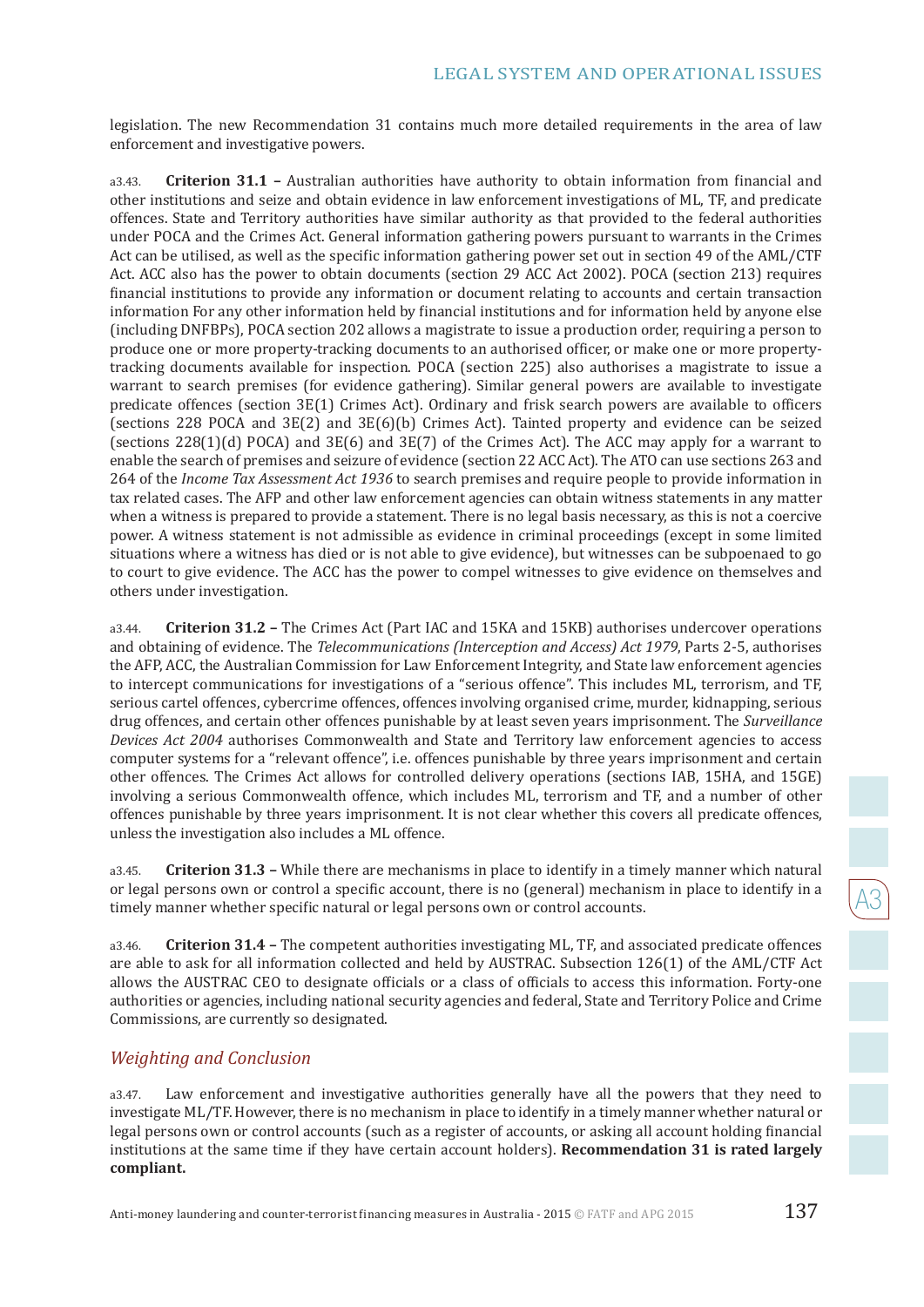legislation. The new Recommendation 31 contains much more detailed requirements in the area of law enforcement and investigative powers.

a3.43. **Criterion 31.1 –** Australian authorities have authority to obtain information from financial and other institutions and seize and obtain evidence in law enforcement investigations of ML, TF, and predicate offences. State and Territory authorities have similar authority as that provided to the federal authorities under POCA and the Crimes Act. General information gathering powers pursuant to warrants in the Crimes Act can be utilised, as well as the specific information gathering power set out in section 49 of the AML/CTF Act. ACC also has the power to obtain documents (section 29 ACC Act 2002). POCA (section 213) requires financial institutions to provide any information or document relating to accounts and certain transaction information For any other information held by financial institutions and for information held by anyone else (including DNFBPs), POCA section 202 allows a magistrate to issue a production order, requiring a person to produce one or more property-tracking documents to an authorised officer, or make one or more property-tracking documents available for inspection. POCA (section 225) also authorises a magistrate to issue a warrant to search premises (for evidence gathering). Similar general powers are available to investigate predicate offences (section 3E(1) Crimes Act). Ordinary and frisk search powers are available to officers (sections 228 POCA and 3E(2) and 3E(6)(b) Crimes Act). Tainted property and evidence can be seized (sections 228(1)(d) POCA) and 3E(6) and 3E(7) of the Crimes Act). The ACC may apply for a warrant to enable the search of premises and seizure of evidence (section 22 ACC Act). The ATO can use sections 263 and 264 of the *Income Tax Assessment Act 1936* to search premises and require people to provide information in tax related cases. The AFP and other law enforcement agencies can obtain witness statements in any matter when a witness is prepared to provide a statement. There is no legal basis necessary, as this is not a coercive power. A witness statement is not admissible as evidence in criminal proceedings (except in some limited situations where a witness has died or is not able to give evidence), but witnesses can be subpoenaed to go to court to give evidence. The ACC has the power to compel witnesses to give evidence on themselves and others under investigation.

a3.44. **Criterion 31.2 –** The Crimes Act (Part IAC and 15KA and 15KB) authorises undercover operations and obtaining of evidence. The *Telecommunications (Interception and Access) Act 1979*, Parts 2-5, authorises the AFP, ACC, the Australian Commission for Law Enforcement Integrity, and State law enforcement agencies to intercept communications for investigations of a "serious offence". This includes ML, terrorism, and TF, serious cartel offences, cybercrime offences, offences involving organised crime, murder, kidnapping, serious drug offences, and certain other offences punishable by at least seven years imprisonment. The *Surveillance Devices Act 2004* authorises Commonwealth and State and Territory law enforcement agencies to access computer systems for a "relevant offence", i.e. offences punishable by three years imprisonment and certain other offences. The Crimes Act allows for controlled delivery operations (sections IAB, 15HA, and 15GE) involving a serious Commonwealth offence, which includes ML, terrorism and TF, and a number of other offences punishable by three years imprisonment. It is not clear whether this covers all predicate offences, unless the investigation also includes a ML offence.

a3.45. **Criterion 31.3 –** While there are mechanisms in place to identify in a timely manner which natural or legal persons own or control a specific account, there is no (general) mechanism in place to identify in a timely manner whether specific natural or legal persons own or control accounts.

a3.46. **Criterion 31.4 –** The competent authorities investigating ML, TF, and associated predicate offences are able to ask for all information collected and held by AUSTRAC. Subsection 126(1) of the AML/CTF Act allows the AUSTRAC CEO to designate officials or a class of officials to access this information. Forty-one authorities or agencies, including national security agencies and federal, State and Territory Police and Crime Commissions, are currently so designated.

### *Weighting and Conclusion*

a3.47. Law enforcement and investigative authorities generally have all the powers that they need to investigate ML/TF. However, there is no mechanism in place to identify in a timely manner whether natural or legal persons own or control accounts (such as a register of accounts, or asking all account holding financial institutions at the same time if they have certain account holders). **Recommendation 31 is rated largely compliant.**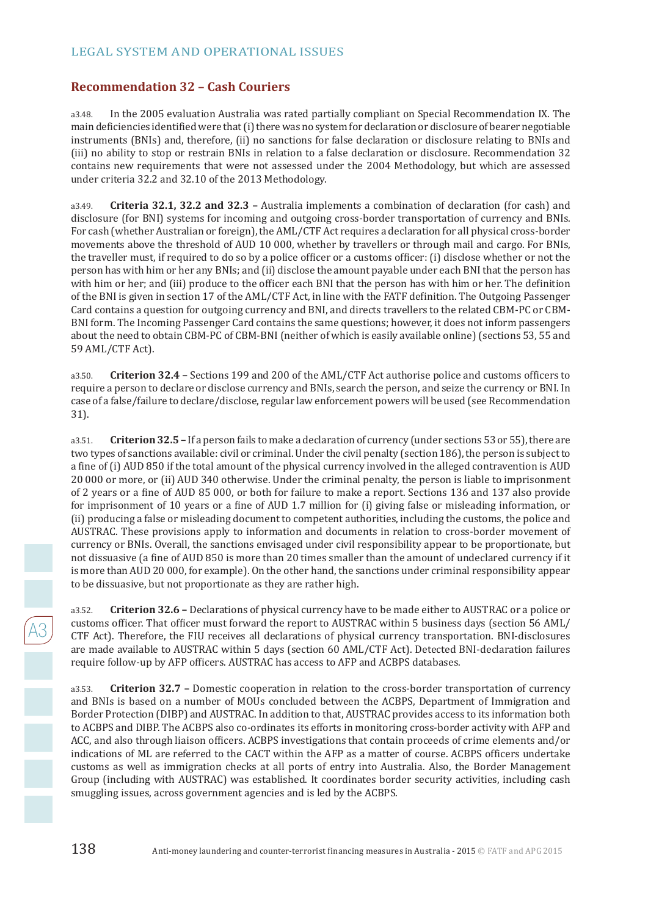## Recommendation 32 – Cash Couriers

a3.48. In the 2005 evaluation Australia was rated partially compliant on Special Recommendation IX. The main deficiencies identified were that (i) there was no system for declaration or disclosure of bearer negotiable instruments (BNIs) and, therefore, (ii) no sanctions for false declaration or disclosure relating to BNIs and (iii) no ability to stop or restrain BNIs in relation to a false declaration or disclosure. Recommendation 32 contains new requirements that were not assessed under the 2004 Methodology, but which are assessed under criteria 32.2 and 32.10 of the 2013 Methodology.

a3.49. **Criteria 32.1, 32.2 and 32.3 –** Australia implements a combination of declaration (for cash) and disclosure (for BNI) systems for incoming and outgoing cross-border transportation of currency and BNIs. For cash (whether Australian or foreign), the AML/CTF Act requires a declaration for all physical cross-border movements above the threshold of AUD 10 000, whether by travellers or through mail and cargo. For BNIs, the traveller must, if required to do so by a police officer or a customs officer: (i) disclose whether or not the person has with him or her any BNIs; and (ii) disclose the amount payable under each BNI that the person has with him or her; and (iii) produce to the officer each BNI that the person has with him or her. The definition of the BNI is given in section 17 of the AML/CTF Act, in line with the FATF definition. The Outgoing Passenger Card contains a question for outgoing currency and BNI, and directs travellers to the related CBM-PC or CBM-BNI form. The Incoming Passenger Card contains the same questions; however, it does not inform passengers about the need to obtain CBM-PC of CBM-BNI (neither of which is easily available online) (sections 53, 55 and 59 AML/CTF Act).

a3.50. **Criterion 32.4 –** Sections 199 and 200 of the AML/CTF Act authorise police and customs officers to require a person to declare or disclose currency and BNIs, search the person, and seize the currency or BNI. In case of a false/failure to declare/disclose, regular law enforcement powers will be used (see Recommendation 31).

a3.51. **Criterion 32.5 –** If a person fails to make a declaration of currency (under sections 53 or 55), there are two types of sanctions available: civil or criminal. Under the civil penalty (section 186), the person is subject to a fine of (i) AUD 850 if the total amount of the physical currency involved in the alleged contravention is AUD 20 000 or more, or (ii) AUD 340 otherwise. Under the criminal penalty, the person is liable to imprisonment of 2 years or a fine of AUD 85 000, or both for failure to make a report. Sections 136 and 137 also provide for imprisonment of 10 years or a fine of AUD 1.7 million for (i) giving false or misleading information, or (ii) producing a false or misleading document to competent authorities, including the customs, the police and AUSTRAC. These provisions apply to information and documents in relation to cross-border movement of currency or BNIs. Overall, the sanctions envisaged under civil responsibility appear to be proportionate, but not dissuasive (a fine of AUD 850 is more than 20 times smaller than the amount of undeclared currency if it is more than AUD 20 000, for example). On the other hand, the sanctions under criminal responsibility appear to be dissuasive, but not proportionate as they are rather high.

a3.52. **Criterion 32.6 –** Declarations of physical currency have to be made either to AUSTRAC or a police or customs officer. That officer must forward the report to AUSTRAC within 5 business days (section 56 AML/CTF Act). Therefore, the FIU receives all declarations of physical currency transportation. BNI-disclosures are made available to AUSTRAC within 5 days (section 60 AML/CTF Act). Detected BNI-declaration failures require follow-up by AFP officers. AUSTRAC has access to AFP and ACBPS databases.

a3.53. **Criterion 32.7 –** Domestic cooperation in relation to the cross-border transportation of currency and BNIs is based on a number of MOUs concluded between the ACBPS, Department of Immigration and Border Protection (DIBP) and AUSTRAC. In addition to that, AUSTRAC provides access to its information both to ACBPS and DIBP. The ACBPS also co-ordinates its efforts in monitoring cross-border activity with AFP and ACC, and also through liaison officers. ACBPS investigations that contain proceeds of crime elements and/or indications of ML are referred to the CACT within the AFP as a matter of course. ACBPS officers undertake customs as well as immigration checks at all ports of entry into Australia. Also, the Border Management Group (including with AUSTRAC) was established. It coordinates border security activities, including cash smuggling issues, across government agencies and is led by the ACBPS.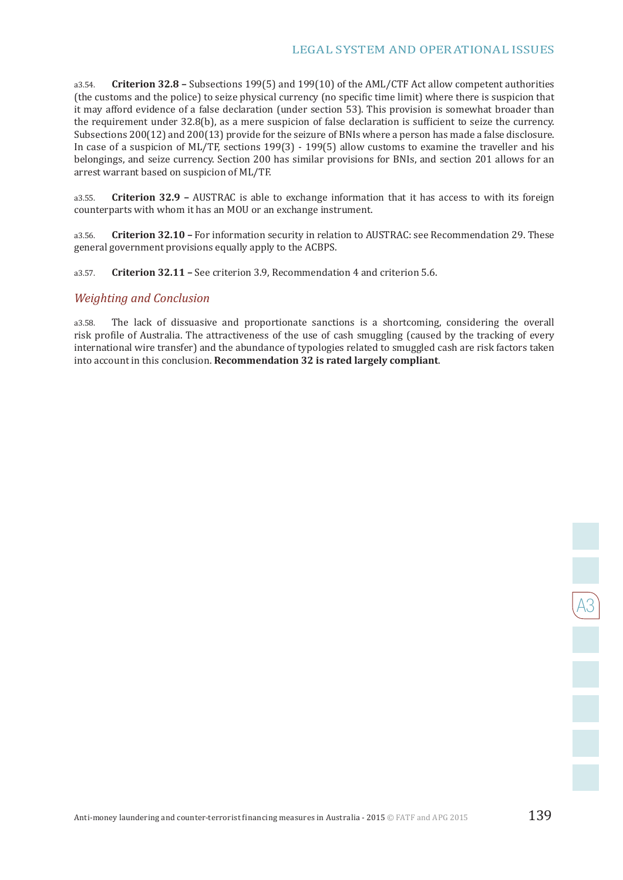a3.54. **Criterion 32.8 –** Subsections 199(5) and 199(10) of the AML/CTF Act allow competent authorities (the customs and the police) to seize physical currency (no specific time limit) where there is suspicion that it may afford evidence of a false declaration (under section 53). This provision is somewhat broader than the requirement under 32.8(b), as a mere suspicion of false declaration is sufficient to seize the currency. Subsections 200(12) and 200(13) provide for the seizure of BNIs where a person has made a false disclosure. In case of a suspicion of ML/TF, sections 199(3) - 199(5) allow customs to examine the traveller and his belongings, and seize currency. Section 200 has similar provisions for BNIs, and section 201 allows for an arrest warrant based on suspicion of ML/TF.

a3.55. **Criterion 32.9 –** AUSTRAC is able to exchange information that it has access to with its foreign counterparts with whom it has an MOU or an exchange instrument.

a3.56. **Criterion 32.10 –** For information security in relation to AUSTRAC: see Recommendation 29. These general government provisions equally apply to the ACBPS.

a3.57. **Criterion 32.11 –** See criterion 3.9, Recommendation 4 and criterion 5.6.

### *Weighting and Conclusion*

a3.58. The lack of dissuasive and proportionate sanctions is a shortcoming, considering the overall risk profile of Australia. The attractiveness of the use of cash smuggling (caused by the tracking of every international wire transfer) and the abundance of typologies related to smuggled cash are risk factors taken into account in this conclusion. **Recommendation 32 is rated largely compliant**.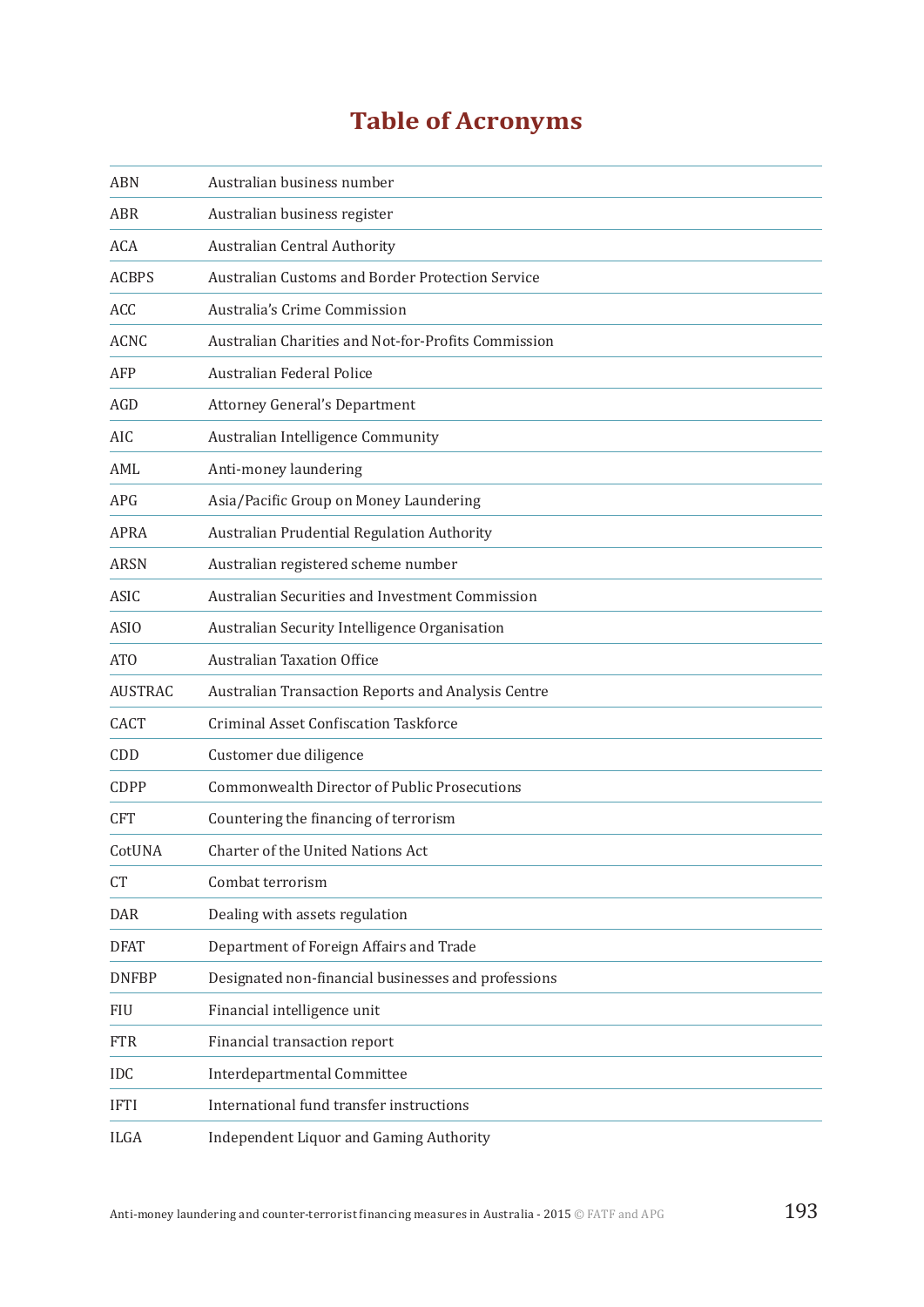# Table of Acronyms

| | |
|---|---|
| ABN | Australian business number |
| ABR | Australian business register |
| ACA | Australian Central Authority |
| ACBPS | Australian Customs and Border Protection Service |
| ACC | Australia's Crime Commission |
| ACNC | Australian Charities and Not-for-Profits Commission |
| AFP | Australian Federal Police |
| AGD | Attorney General's Department |
| AIC | Australian Intelligence Community |
| AML | Anti-money laundering |
| APG | Asia/Pacific Group on Money Laundering |
| APRA | Australian Prudential Regulation Authority |
| ARSN | Australian registered scheme number |
| ASIC | Australian Securities and Investment Commission |
| ASIO | Australian Security Intelligence Organisation |
| ATO | Australian Taxation Office |
| AUSTRAC | Australian Transaction Reports and Analysis Centre |
| CACT | Criminal Asset Confiscation Taskforce |
| CDD | Customer due diligence |
| CDPP | Commonwealth Director of Public Prosecutions |
| CFT | Countering the financing of terrorism |
| CotUNA | Charter of the United Nations Act |
| CT | Combat terrorism |
| DAR | Dealing with assets regulation |
| DFAT | Department of Foreign Affairs and Trade |
| DNFBP | Designated non-financial businesses and professions |
| FIU | Financial intelligence unit |
| FTR | Financial transaction report |
| IDC | Interdepartmental Committee |
| IFTI | International fund transfer instructions |
| ILGA | Independent Liquor and Gaming Authority |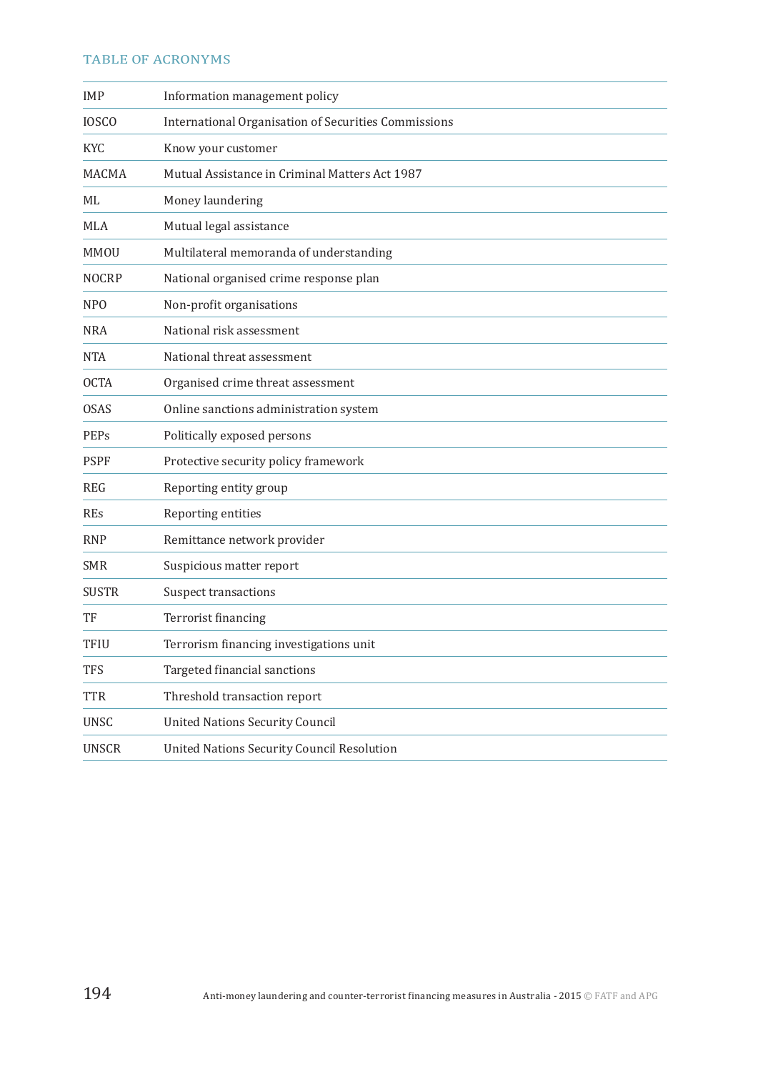## TABLE OF ACRONYMS

| | |
|---|---|
| IMP | Information management policy |
| IOSCO | International Organisation of Securities Commissions |
| KYC | Know your customer |
| MACMA | Mutual Assistance in Criminal Matters Act 1987 |
| ML | Money laundering |
| MLA | Mutual legal assistance |
| MMOU | Multilateral memoranda of understanding |
| NOCRP | National organised crime response plan |
| NPO | Non-profit organisations |
| NRA | National risk assessment |
| NTA | National threat assessment |
| OCTA | Organised crime threat assessment |
| OSAS | Online sanctions administration system |
| PEPs | Politically exposed persons |
| PSPF | Protective security policy framework |
| REG | Reporting entity group |
| REs | Reporting entities |
| RNP | Remittance network provider |
| SMR | Suspicious matter report |
| SUSTR | Suspect transactions |
| TF | Terrorist financing |
| TFIU | Terrorism financing investigations unit |
| TFS | Targeted financial sanctions |
| TTR | Threshold transaction report |
| UNSC | United Nations Security Council |
| UNSCR | United Nations Security Council Resolution |